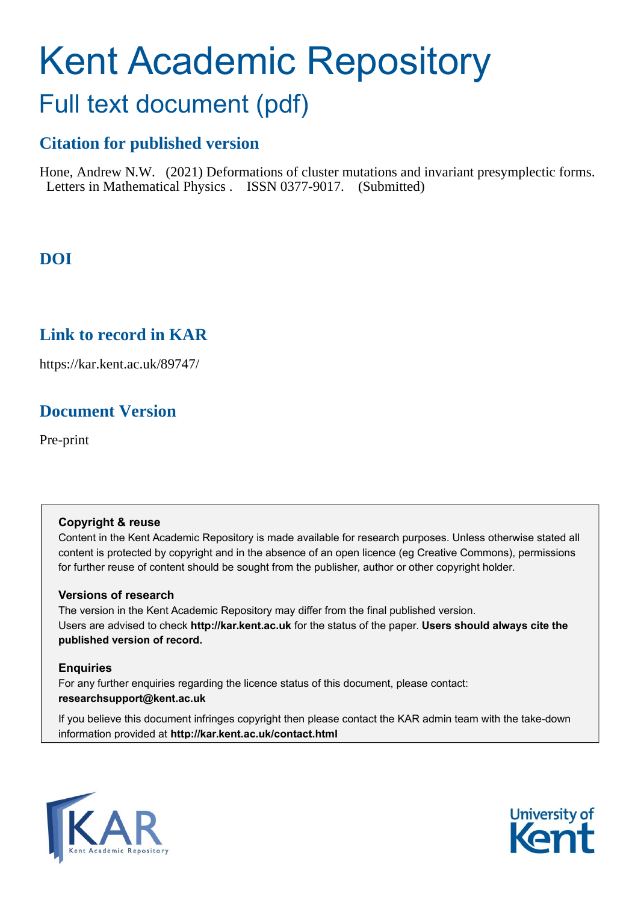# Kent Academic Repository

## Full text document (pdf)

## Citation for published version

Hone, Andrew N.W. (2021) Deformations of cluster mutations and invariant presymplectic forms. Letters in Mathematical Physics . ISSN 0377-9017. (Submitted)

## DOI

## Link to record in KAR

https://kar.kent.ac.uk/89747/

## Document Version

Pre-print

**Copyright & reuse**

Content in the Kent Academic Repository is made available for research purposes. Unless otherwise stated all content is protected by copyright and in the absence of an open licence (eg Creative Commons), permissions for further reuse of content should be sought from the publisher, author or other copyright holder.

**Versions of research**

The version in the Kent Academic Repository may differ from the final published version. Users are advised to check **http://kar.kent.ac.uk** for the status of the paper. **Users should always cite the published version of record.**

**Enquiries**

For any further enquiries regarding the licence status of this document, please contact: **researchsupport@kent.ac.uk**

If you believe this document infringes copyright then please contact the KAR admin team with the take-down information provided at **http://kar.kent.ac.uk/contact.html**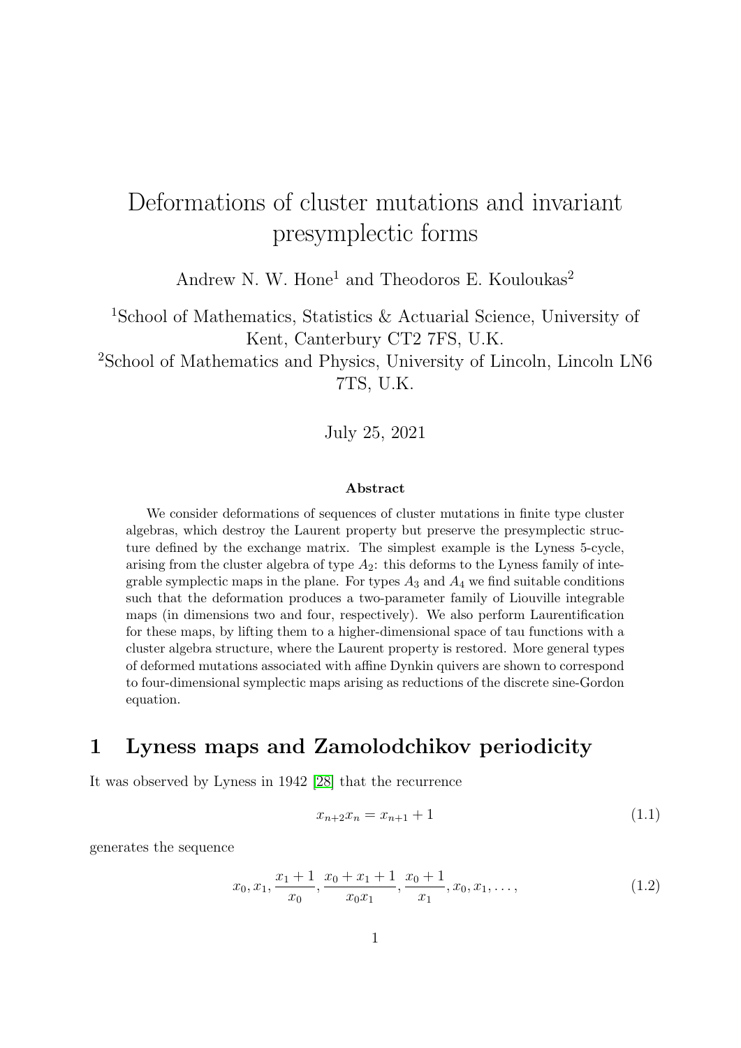# Deformations of cluster mutations and invariant presymplectic forms

Andrew N. W. Hone[1] and Theodoros E. Kouloukas[2]

[1]School of Mathematics, Statistics & Actuarial Science, University of Kent, Canterbury CT2 7FS, U.K.

[2]School of Mathematics and Physics, University of Lincoln, Lincoln LN6 7TS, U.K.

July 25, 2021

**Abstract**

We consider deformations of sequences of cluster mutations in finite type cluster algebras, which destroy the Laurent property but preserve the presymplectic structure defined by the exchange matrix. The simplest example is the Lyness 5-cycle, arising from the cluster algebra of type $A_2$: this deforms to the Lyness family of integrable symplectic maps in the plane. For types $A_3$ and $A_4$ we find suitable conditions such that the deformation produces a two-parameter family of Liouville integrable maps (in dimensions two and four, respectively). We also perform Laurentification for these maps, by lifting them to a higher-dimensional space of tau functions with a cluster algebra structure, where the Laurent property is restored. More general types of deformed mutations associated with affine Dynkin quivers are shown to correspond to four-dimensional symplectic maps arising as reductions of the discrete sine-Gordon equation.

## 1 Lyness maps and Zamolodchikov periodicity

It was observed by Lyness in 1942 [28] that the recurrence

$$x_{n+2}x_n = x_{n+1} + 1 \tag{1.1}$$

generates the sequence

$$x_0, x_1, \frac{x_1+1}{x_0}, \frac{x_0+x_1+1}{x_0x_1}, \frac{x_0+1}{x_1}, x_0, x_1, \ldots, \tag{1.2}$$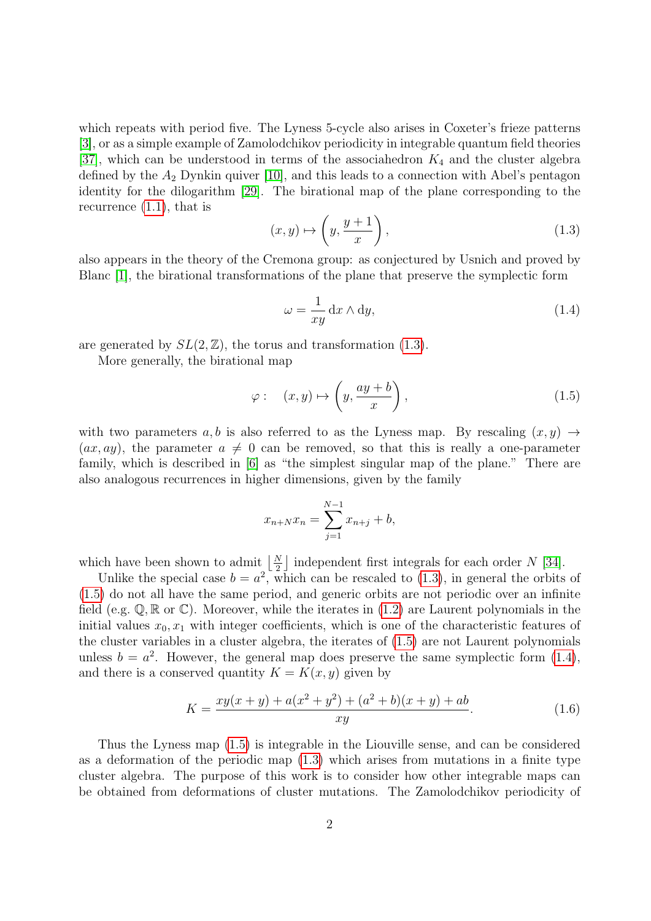which repeats with period five. The Lyness 5-cycle also arises in Coxeter's frieze patterns [3], or as a simple example of Zamolodchikov periodicity in integrable quantum field theories [37], which can be understood in terms of the associahedron $K_4$ and the cluster algebra defined by the $A_2$ Dynkin quiver [10], and this leads to a connection with Abel's pentagon identity for the dilogarithm [29]. The birational map of the plane corresponding to the recurrence (1.1), that is

$$(x, y) \mapsto \left(y, \frac{y+1}{x}\right), \tag{1.3}$$

also appears in the theory of the Cremona group: as conjectured by Usnich and proved by Blanc [1], the birational transformations of the plane that preserve the symplectic form

$$\omega = \frac{1}{xy}\, \mathrm{d}x \wedge \mathrm{d}y, \tag{1.4}$$

are generated by $SL(2, \mathbb{Z})$, the torus and transformation (1.3).

More generally, the birational map

$$\varphi : \quad (x, y) \mapsto \left(y, \frac{ay+b}{x}\right), \tag{1.5}$$

with two parameters $a, b$ is also referred to as the Lyness map. By rescaling $(x, y) \to (ax, ay)$, the parameter $a \neq 0$ can be removed, so that this is really a one-parameter family, which is described in [6] as "the simplest singular map of the plane." There are also analogous recurrences in higher dimensions, given by the family

$$x_{n+N}x_n = \sum_{j=1}^{N-1} x_{n+j} + b,$$

which have been shown to admit $\lfloor \frac{N}{2} \rfloor$ independent first integrals for each order $N$ [34].

Unlike the special case $b = a^2$, which can be rescaled to (1.3), in general the orbits of (1.5) do not all have the same period, and generic orbits are not periodic over an infinite field (e.g. $\mathbb{Q}, \mathbb{R}$ or $\mathbb{C}$). Moreover, while the iterates in (1.2) are Laurent polynomials in the initial values $x_0, x_1$ with integer coefficients, which is one of the characteristic features of the cluster variables in a cluster algebra, the iterates of (1.5) are not Laurent polynomials unless $b = a^2$. However, the general map does preserve the same symplectic form (1.4), and there is a conserved quantity $K = K(x, y)$ given by

$$K = \frac{xy(x+y) + a(x^2+y^2) + (a^2+b)(x+y) + ab}{xy}. \tag{1.6}$$

Thus the Lyness map (1.5) is integrable in the Liouville sense, and can be considered as a deformation of the periodic map (1.3) which arises from mutations in a finite type cluster algebra. The purpose of this work is to consider how other integrable maps can be obtained from deformations of cluster mutations. The Zamolodchikov periodicity of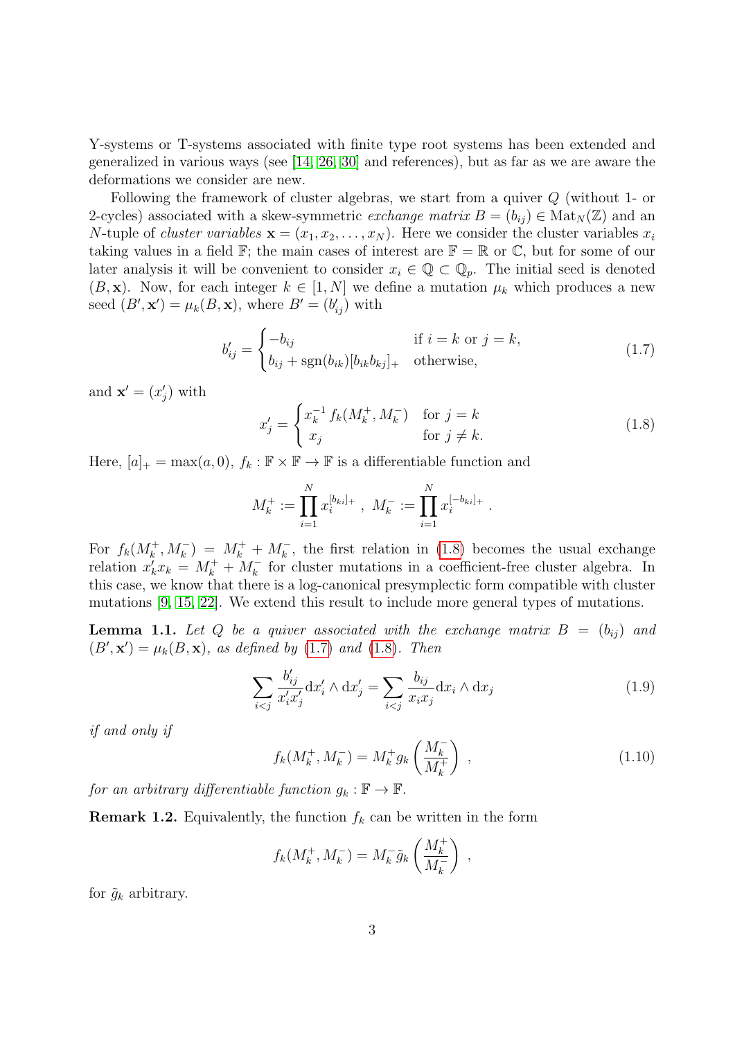Y-systems or T-systems associated with finite type root systems has been extended and generalized in various ways (see [14, 26, 30] and references), but as far as we are aware the deformations we consider are new.

Following the framework of cluster algebras, we start from a quiver $Q$ (without 1- or 2-cycles) associated with a skew-symmetric *exchange matrix* $B = (b_{ij}) \in \mathrm{Mat}_N(\mathbb{Z})$ and an $N$-tuple of *cluster variables* $\mathbf{x} = (x_1, x_2, \ldots, x_N)$. Here we consider the cluster variables $x_i$ taking values in a field $\mathbb{F}$; the main cases of interest are $\mathbb{F} = \mathbb{R}$ or $\mathbb{C}$, but for some of our later analysis it will be convenient to consider $x_i \in \mathbb{Q} \subset \mathbb{Q}_p$. The initial seed is denoted $(B, \mathbf{x})$. Now, for each integer $k \in [1, N]$ we define a mutation $\mu_k$ which produces a new seed $(B', \mathbf{x}') = \mu_k(B, \mathbf{x})$, where $B' = (b'_{ij})$ with

$$
b'_{ij} = \begin{cases} -b_{ij} & \text{if } i = k \text{ or } j = k, \\ b_{ij} + \mathrm{sgn}(b_{ik})[b_{ik}b_{kj}]_+ & \text{otherwise,} \end{cases} \tag{1.7}
$$

and $\mathbf{x}' = (x'_j)$ with

$$
x'_j = \begin{cases} x_k^{-1}\, f_k(M_k^+, M_k^-) & \text{for } j = k \\ x_j & \text{for } j \neq k. \end{cases} \tag{1.8}
$$

Here, $[a]_+ = \max(a, 0)$, $f_k : \mathbb{F} \times \mathbb{F} \to \mathbb{F}$ is a differentiable function and

$$
M_k^+ := \prod_{i=1}^{N} x_i^{[b_{ki}]_+}\ , \ \ M_k^- := \prod_{i=1}^{N} x_i^{[-b_{ki}]_+}\ .
$$

For $f_k(M_k^+, M_k^-) = M_k^+ + M_k^-$, the first relation in (1.8) becomes the usual exchange relation $x'_k x_k = M_k^+ + M_k^-$ for cluster mutations in a coefficient-free cluster algebra. In this case, we know that there is a log-canonical presymplectic form compatible with cluster mutations [9, 15, 22]. We extend this result to include more general types of mutations.

**Lemma 1.1.** *Let $Q$ be a quiver associated with the exchange matrix $B = (b_{ij})$ and $(B', \mathbf{x}') = \mu_k(B, \mathbf{x})$, as defined by (1.7) and (1.8). Then*

$$
\sum_{i<j} \frac{b'_{ij}}{x'_i x'_j} \mathrm{d}x'_i \wedge \mathrm{d}x'_j = \sum_{i<j} \frac{b_{ij}}{x_i x_j} \mathrm{d}x_i \wedge \mathrm{d}x_j \tag{1.9}
$$

*if and only if*

$$
f_k(M_k^+, M_k^-) = M_k^+ g_k\left(\frac{M_k^-}{M_k^+}\right)\ , \tag{1.10}
$$

*for an arbitrary differentiable function $g_k : \mathbb{F} \to \mathbb{F}$.*

**Remark 1.2.** Equivalently, the function $f_k$ can be written in the form

$$
f_k(M_k^+, M_k^-) = M_k^- \tilde{g}_k\left(\frac{M_k^+}{M_k^-}\right)\ ,
$$

for $\tilde{g}_k$ arbitrary.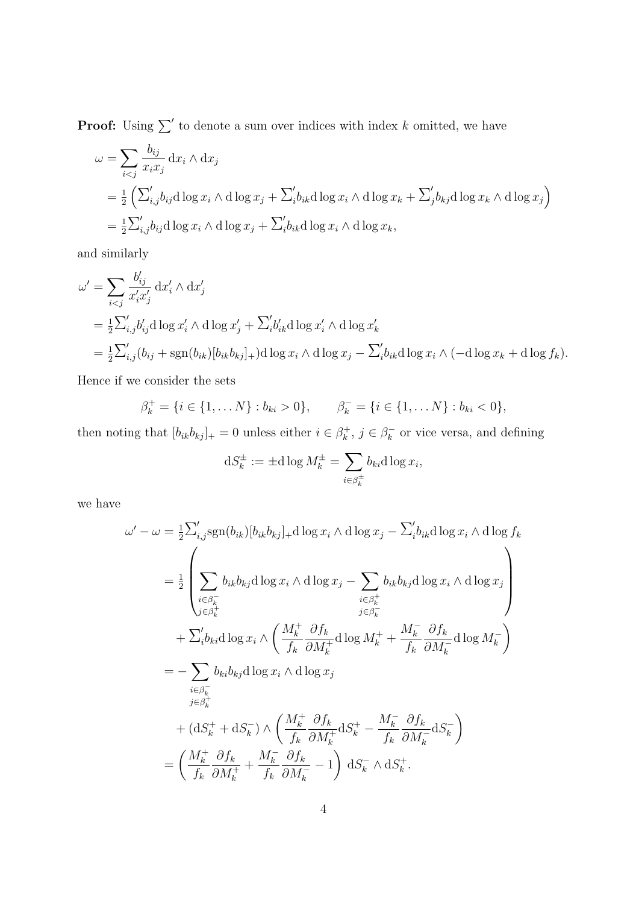**Proof:** Using $\sum'$ to denote a sum over indices with index $k$ omitted, we have

$$
\begin{aligned}
\omega &= \sum_{i<j} \frac{b_{ij}}{x_i x_j}\, \mathrm{d}x_i \wedge \mathrm{d}x_j \\
&= \tfrac{1}{2}\left( {\textstyle\sum'_{i,j}} b_{ij} \mathrm{d}\log x_i \wedge \mathrm{d}\log x_j + {\textstyle\sum'_{i}} b_{ik} \mathrm{d}\log x_i \wedge \mathrm{d}\log x_k + {\textstyle\sum'_{j}} b_{kj} \mathrm{d}\log x_k \wedge \mathrm{d}\log x_j \right) \\
&= \tfrac{1}{2} {\textstyle\sum'_{i,j}} b_{ij} \mathrm{d}\log x_i \wedge \mathrm{d}\log x_j + {\textstyle\sum'_{i}} b_{ik} \mathrm{d}\log x_i \wedge \mathrm{d}\log x_k,
\end{aligned}
$$

and similarly

$$
\begin{aligned}
\omega' &= \sum_{i<j} \frac{b'_{ij}}{x'_i x'_j}\, \mathrm{d}x'_i \wedge \mathrm{d}x'_j \\
&= \tfrac{1}{2} {\textstyle\sum'_{i,j}} b'_{ij} \mathrm{d}\log x'_i \wedge \mathrm{d}\log x'_j + {\textstyle\sum'_{i}} b'_{ik} \mathrm{d}\log x'_i \wedge \mathrm{d}\log x'_k \\
&= \tfrac{1}{2} {\textstyle\sum'_{i,j}} (b_{ij} + \mathrm{sgn}(b_{ik})[b_{ik}b_{kj}]_+) \mathrm{d}\log x_i \wedge \mathrm{d}\log x_j - {\textstyle\sum'_{i}} b_{ik} \mathrm{d}\log x_i \wedge (-\mathrm{d}\log x_k + \mathrm{d}\log f_k).
\end{aligned}
$$

Hence if we consider the sets

$$
\beta_k^+ = \{i \in \{1, \dots N\} : b_{ki} > 0\}, \qquad \beta_k^- = \{i \in \{1, \dots N\} : b_{ki} < 0\},
$$

then noting that $[b_{ik}b_{kj}]_+ = 0$ unless either $i \in \beta_k^+$, $j \in \beta_k^-$ or vice versa, and defining

$$
\mathrm{d}S_k^\pm := \pm \mathrm{d}\log M_k^\pm = \sum_{i \in \beta_k^\pm} b_{ki} \mathrm{d}\log x_i,
$$

we have

$$
\begin{aligned}
\omega' - \omega &= \tfrac{1}{2} {\textstyle\sum'_{i,j}} \mathrm{sgn}(b_{ik})[b_{ik}b_{kj}]_+ \mathrm{d}\log x_i \wedge \mathrm{d}\log x_j - {\textstyle\sum'_{i}} b_{ik} \mathrm{d}\log x_i \wedge \mathrm{d}\log f_k \\
&= \tfrac{1}{2} \left( \sum_{\substack{i \in \beta_k^- \\ j \in \beta_k^+}} b_{ik}b_{kj} \mathrm{d}\log x_i \wedge \mathrm{d}\log x_j - \sum_{\substack{i \in \beta_k^+ \\ j \in \beta_k^-}} b_{ik}b_{kj} \mathrm{d}\log x_i \wedge \mathrm{d}\log x_j \right) \\
&\quad + {\textstyle\sum'_{i}} b_{ki} \mathrm{d}\log x_i \wedge \left( \frac{M_k^+}{f_k} \frac{\partial f_k}{\partial M_k^+} \mathrm{d}\log M_k^+ + \frac{M_k^-}{f_k} \frac{\partial f_k}{\partial M_k^-} \mathrm{d}\log M_k^- \right) \\
&= - \sum_{\substack{i \in \beta_k^- \\ j \in \beta_k^+}} b_{ki}b_{kj} \mathrm{d}\log x_i \wedge \mathrm{d}\log x_j \\
&\quad + (\mathrm{d}S_k^+ + \mathrm{d}S_k^-) \wedge \left( \frac{M_k^+}{f_k} \frac{\partial f_k}{\partial M_k^+} \mathrm{d}S_k^+ - \frac{M_k^-}{f_k} \frac{\partial f_k}{\partial M_k^-} \mathrm{d}S_k^- \right) \\
&= \left( \frac{M_k^+}{f_k} \frac{\partial f_k}{\partial M_k^+} + \frac{M_k^-}{f_k} \frac{\partial f_k}{\partial M_k^-} - 1 \right) \mathrm{d}S_k^- \wedge \mathrm{d}S_k^+.
\end{aligned}
$$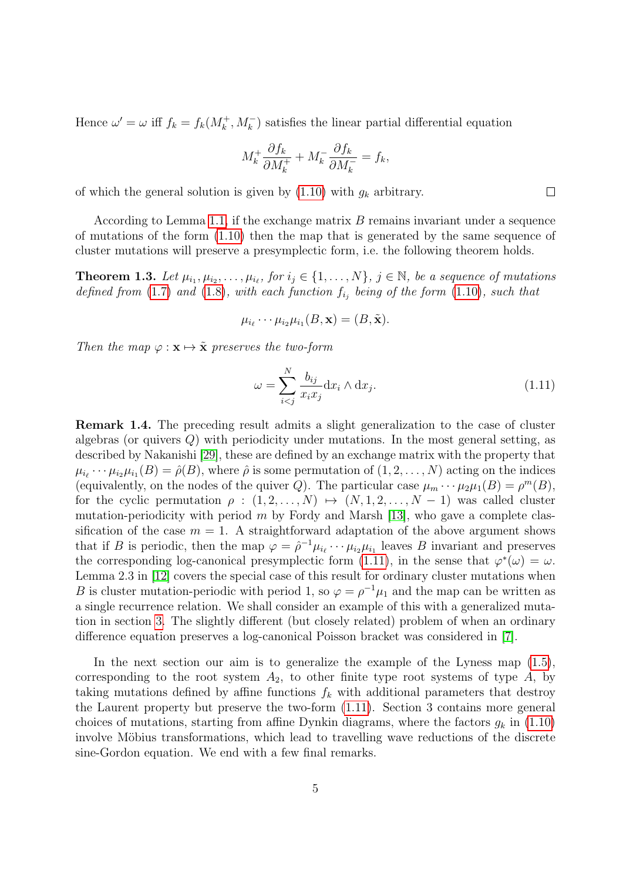Hence $\omega' = \omega$ iff $f_k = f_k(M_k^+, M_k^-)$ satisfies the linear partial differential equation

$$M_k^+ \frac{\partial f_k}{\partial M_k^+} + M_k^- \frac{\partial f_k}{\partial M_k^-} = f_k,$$

of which the general solution is given by (1.10) with $g_k$ arbitrary. □

According to Lemma 1.1, if the exchange matrix $B$ remains invariant under a sequence of mutations of the form (1.10) then the map that is generated by the same sequence of cluster mutations will preserve a presymplectic form, i.e. the following theorem holds.

**Theorem 1.3.** *Let $\mu_{i_1}, \mu_{i_2}, \ldots, \mu_{i_\ell}$, for $i_j \in \{1, \ldots, N\}$, $j \in \mathbb{N}$, be a sequence of mutations defined from (1.7) and (1.8), with each function $f_{i_j}$ being of the form (1.10), such that*

$$\mu_{i_\ell} \cdots \mu_{i_2}\mu_{i_1}(B, \mathbf{x}) = (B, \tilde{\mathbf{x}}).$$

*Then the map $\varphi : \mathbf{x} \mapsto \tilde{\mathbf{x}}$ preserves the two-form*

$$\omega = \sum_{i<j}^{N} \frac{b_{ij}}{x_i x_j} \mathrm{d}x_i \wedge \mathrm{d}x_j. \tag{1.11}$$

**Remark 1.4.** The preceding result admits a slight generalization to the case of cluster algebras (or quivers $Q$) with periodicity under mutations. In the most general setting, as described by Nakanishi [29], these are defined by an exchange matrix with the property that $\mu_{i_\ell} \cdots \mu_{i_2}\mu_{i_1}(B) = \hat{\rho}(B)$, where $\hat{\rho}$ is some permutation of $(1, 2, \ldots, N)$ acting on the indices (equivalently, on the nodes of the quiver $Q$). The particular case $\mu_m \cdots \mu_2\mu_1(B) = \rho^m(B)$, for the cyclic permutation $\rho : (1, 2, \ldots, N) \mapsto (N, 1, 2, \ldots, N-1)$ was called cluster mutation-periodicity with period $m$ by Fordy and Marsh [13], who gave a complete classification of the case $m = 1$. A straightforward adaptation of the above argument shows that if $B$ is periodic, then the map $\varphi = \hat{\rho}^{-1}\mu_{i_\ell} \cdots \mu_{i_2}\mu_{i_1}$ leaves $B$ invariant and preserves the corresponding log-canonical presymplectic form (1.11), in the sense that $\varphi^*(\omega) = \omega$. Lemma 2.3 in [12] covers the special case of this result for ordinary cluster mutations when $B$ is cluster mutation-periodic with period 1, so $\varphi = \rho^{-1}\mu_1$ and the map can be written as a single recurrence relation. We shall consider an example of this with a generalized mutation in section 3. The slightly different (but closely related) problem of when an ordinary difference equation preserves a log-canonical Poisson bracket was considered in [7].

In the next section our aim is to generalize the example of the Lyness map (1.5), corresponding to the root system $A_2$, to other finite type root systems of type $A$, by taking mutations defined by affine functions $f_k$ with additional parameters that destroy the Laurent property but preserve the two-form (1.11). Section 3 contains more general choices of mutations, starting from affine Dynkin diagrams, where the factors $g_k$ in (1.10) involve Möbius transformations, which lead to travelling wave reductions of the discrete sine-Gordon equation. We end with a few final remarks.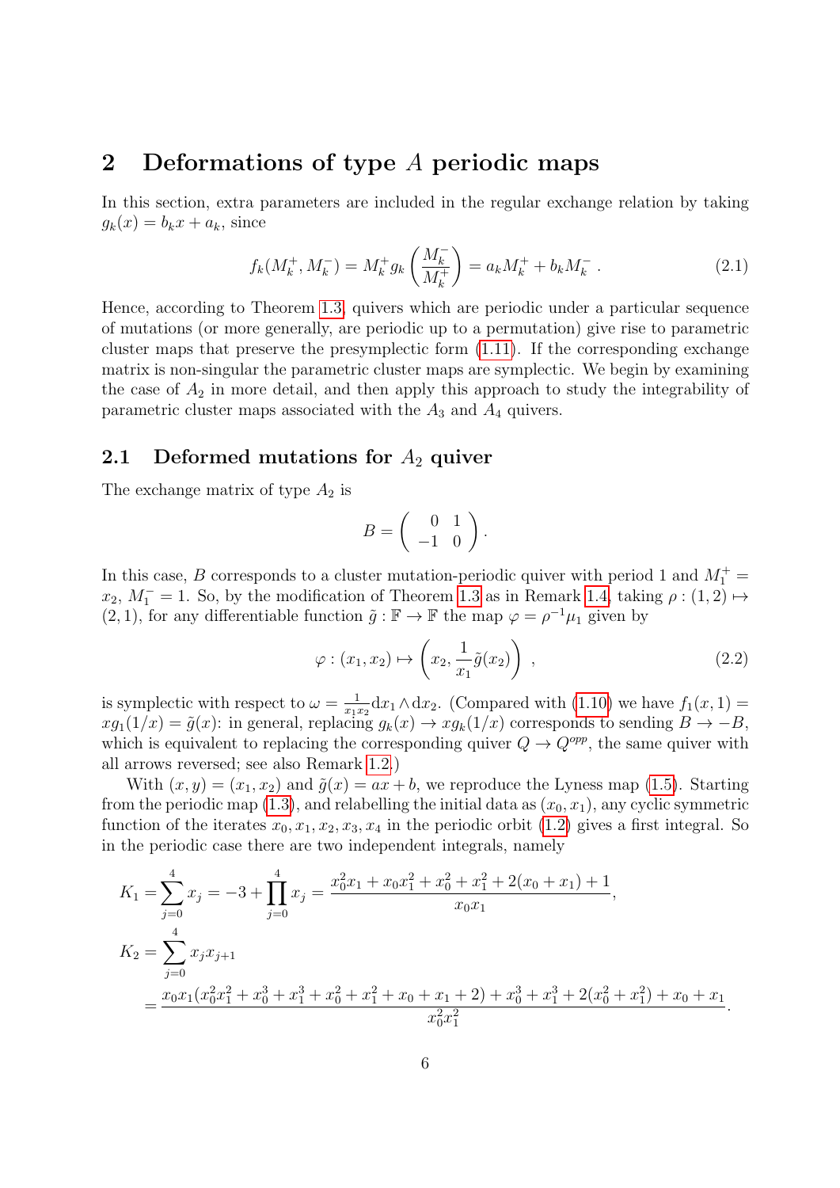## 2 Deformations of type $A$ periodic maps

In this section, extra parameters are included in the regular exchange relation by taking $g_k(x) = b_k x + a_k$, since

$$f_k(M_k^+, M_k^-) = M_k^+ g_k\left(\frac{M_k^-}{M_k^+}\right) = a_k M_k^+ + b_k M_k^- \ . \tag{2.1}$$

Hence, according to Theorem 1.3, quivers which are periodic under a particular sequence of mutations (or more generally, are periodic up to a permutation) give rise to parametric cluster maps that preserve the presymplectic form (1.11). If the corresponding exchange matrix is non-singular the parametric cluster maps are symplectic. We begin by examining the case of $A_2$ in more detail, and then apply this approach to study the integrability of parametric cluster maps associated with the $A_3$ and $A_4$ quivers.

### 2.1 Deformed mutations for $A_2$ quiver

The exchange matrix of type $A_2$ is

$$B = \begin{pmatrix} 0 & 1 \\ -1 & 0 \end{pmatrix}.$$

In this case, $B$ corresponds to a cluster mutation-periodic quiver with period 1 and $M_1^+ = x_2$, $M_1^- = 1$. So, by the modification of Theorem 1.3 as in Remark 1.4, taking $\rho : (1,2) \mapsto (2,1)$, for any differentiable function $\tilde{g} : \mathbb{F} \to \mathbb{F}$ the map $\varphi = \rho^{-1}\mu_1$ given by

$$\varphi : (x_1, x_2) \mapsto \left(x_2, \frac{1}{x_1}\tilde{g}(x_2)\right) \ , \tag{2.2}$$

is symplectic with respect to $\omega = \frac{1}{x_1 x_2} \mathrm{d}x_1 \wedge \mathrm{d}x_2$. (Compared with (1.10) we have $f_1(x,1) = x g_1(1/x) = \tilde{g}(x)$: in general, replacing $g_k(x) \to x g_k(1/x)$ corresponds to sending $B \to -B$, which is equivalent to replacing the corresponding quiver $Q \to Q^{opp}$, the same quiver with all arrows reversed; see also Remark 1.2.)

With $(x, y) = (x_1, x_2)$ and $\tilde{g}(x) = ax + b$, we reproduce the Lyness map (1.5). Starting from the periodic map (1.3), and relabelling the initial data as $(x_0, x_1)$, any cyclic symmetric function of the iterates $x_0, x_1, x_2, x_3, x_4$ in the periodic orbit (1.2) gives a first integral. So in the periodic case there are two independent integrals, namely

$$\begin{aligned}
K_1 &= \sum_{j=0}^{4} x_j = -3 + \prod_{j=0}^{4} x_j = \frac{x_0^2 x_1 + x_0 x_1^2 + x_0^2 + x_1^2 + 2(x_0 + x_1) + 1}{x_0 x_1}, \\
K_2 &= \sum_{j=0}^{4} x_j x_{j+1} \\
&= \frac{x_0 x_1 (x_0^2 x_1^2 + x_0^3 + x_1^3 + x_0^2 + x_1^2 + x_0 + x_1 + 2) + x_0^3 + x_1^3 + 2(x_0^2 + x_1^2) + x_0 + x_1}{x_0^2 x_1^2}.
\end{aligned}$$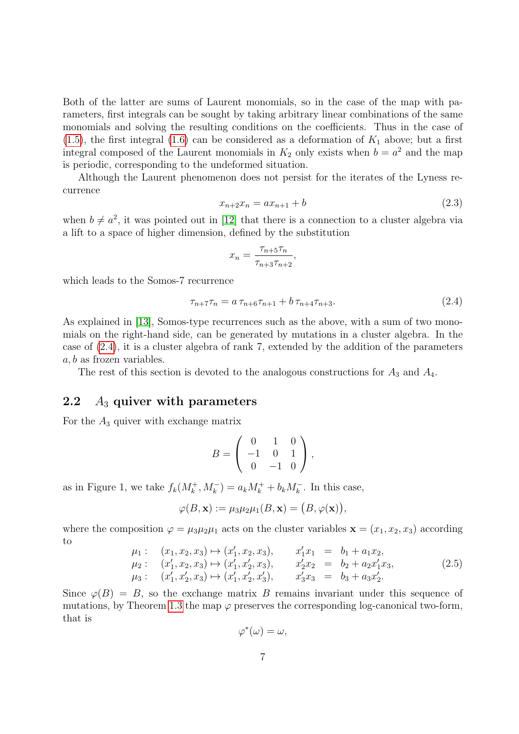Both of the latter are sums of Laurent monomials, so in the case of the map with parameters, first integrals can be sought by taking arbitrary linear combinations of the same monomials and solving the resulting conditions on the coefficients. Thus in the case of (1.5), the first integral (1.6) can be considered as a deformation of $K_1$ above; but a first integral composed of the Laurent monomials in $K_2$ only exists when $b = a^2$ and the map is periodic, corresponding to the undeformed situation.

Although the Laurent phenomenon does not persist for the iterates of the Lyness recurrence

$$x_{n+2}x_n = ax_{n+1} + b \tag{2.3}$$

when $b \neq a^2$, it was pointed out in [12] that there is a connection to a cluster algebra via a lift to a space of higher dimension, defined by the substitution

$$x_n = \frac{\tau_{n+5}\tau_n}{\tau_{n+3}\tau_{n+2}},$$

which leads to the Somos-7 recurrence

$$\tau_{n+7}\tau_n = a\,\tau_{n+6}\tau_{n+1} + b\,\tau_{n+4}\tau_{n+3}. \tag{2.4}$$

As explained in [13], Somos-type recurrences such as the above, with a sum of two monomials on the right-hand side, can be generated by mutations in a cluster algebra. In the case of (2.4), it is a cluster algebra of rank 7, extended by the addition of the parameters $a, b$ as frozen variables.

The rest of this section is devoted to the analogous constructions for $A_3$ and $A_4$.

## 2.2 $A_3$ quiver with parameters

For the $A_3$ quiver with exchange matrix

$$B = \begin{pmatrix} 0 & 1 & 0 \\ -1 & 0 & 1 \\ 0 & -1 & 0 \end{pmatrix},$$

as in Figure 1, we take $f_k(M_k^+, M_k^-) = a_k M_k^+ + b_k M_k^-$. In this case,

$$\varphi(B, \mathbf{x}) := \mu_3\mu_2\mu_1(B, \mathbf{x}) = \big(B, \varphi(\mathbf{x})\big),$$

where the composition $\varphi = \mu_3\mu_2\mu_1$ acts on the cluster variables $\mathbf{x} = (x_1, x_2, x_3)$ according to

$$\begin{array}{llcl} \mu_1: & (x_1, x_2, x_3) \mapsto (x_1', x_2, x_3), & x_1'x_1 & = & b_1 + a_1 x_2, \\ \mu_2: & (x_1', x_2, x_3) \mapsto (x_1', x_2', x_3), & x_2'x_2 & = & b_2 + a_2 x_1' x_3, \\ \mu_3: & (x_1', x_2', x_3) \mapsto (x_1', x_2', x_3'), & x_3'x_3 & = & b_3 + a_3 x_2'. \end{array} \tag{2.5}$$

Since $\varphi(B) = B$, so the exchange matrix $B$ remains invariant under this sequence of mutations, by Theorem 1.3 the map $\varphi$ preserves the corresponding log-canonical two-form, that is

$$\varphi^*(\omega) = \omega,$$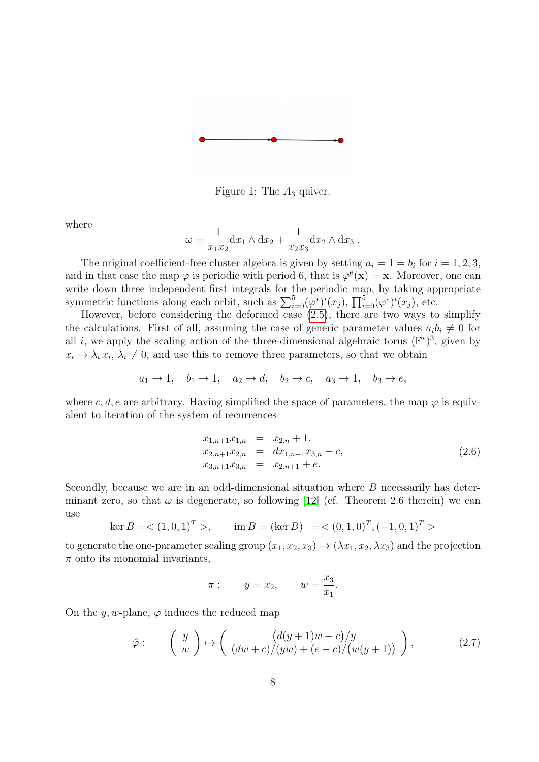Figure 1: The $A_3$ quiver.

where

$$\omega = \frac{1}{x_1 x_2} \mathrm{d}x_1 \wedge \mathrm{d}x_2 + \frac{1}{x_2 x_3} \mathrm{d}x_2 \wedge \mathrm{d}x_3 \, .$$

The original coefficient-free cluster algebra is given by setting $a_i = 1 = b_i$ for $i = 1, 2, 3$, and in that case the map $\varphi$ is periodic with period 6, that is $\varphi^6(\mathbf{x}) = \mathbf{x}$. Moreover, one can write down three independent first integrals for the periodic map, by taking appropriate symmetric functions along each orbit, such as $\sum_{i=0}^{5} (\varphi^*)^i(x_j)$, $\prod_{i=0}^{5} (\varphi^*)^i(x_j)$, etc.

However, before considering the deformed case (2.5), there are two ways to simplify the calculations. First of all, assuming the case of generic parameter values $a_i b_i \neq 0$ for all $i$, we apply the scaling action of the three-dimensional algebraic torus $(\mathbb{F}^*)^3$, given by $x_i \to \lambda_i \, x_i$, $\lambda_i \neq 0$, and use this to remove three parameters, so that we obtain

$$a_1 \to 1, \quad b_1 \to 1, \quad a_2 \to d, \quad b_2 \to c, \quad a_3 \to 1, \quad b_3 \to e,$$

where $c, d, e$ are arbitrary. Having simplified the space of parameters, the map $\varphi$ is equivalent to iteration of the system of recurrences

$$\begin{array}{rcl} x_{1,n+1} x_{1,n} & = & x_{2,n} + 1, \\ x_{2,n+1} x_{2,n} & = & d x_{1,n+1} x_{3,n} + c, \\ x_{3,n+1} x_{3,n} & = & x_{2,n+1} + e. \end{array} \tag{2.6}$$

Secondly, because we are in an odd-dimensional situation where $B$ necessarily has determinant zero, so that $\omega$ is degenerate, so following [12] (cf. Theorem 2.6 therein) we can use

$$\ker B = < (1, 0, 1)^T >, \qquad \mathrm{im}\, B = (\ker B)^\perp = < (0, 1, 0)^T, (-1, 0, 1)^T >$$

to generate the one-parameter scaling group $(x_1, x_2, x_3) \to (\lambda x_1, x_2, \lambda x_3)$ and the projection $\pi$ onto its monomial invariants,

$$\pi : \qquad y = x_2, \qquad w = \frac{x_3}{x_1}.$$

On the $y, w$-plane, $\varphi$ induces the reduced map

$$\hat{\varphi} : \qquad \begin{pmatrix} y \\ w \end{pmatrix} \mapsto \begin{pmatrix} \big(d(y+1)w + c\big)/y \\ (dw + c)/(yw) + (e - c)/\big(w(y+1)\big) \end{pmatrix}, \tag{2.7}$$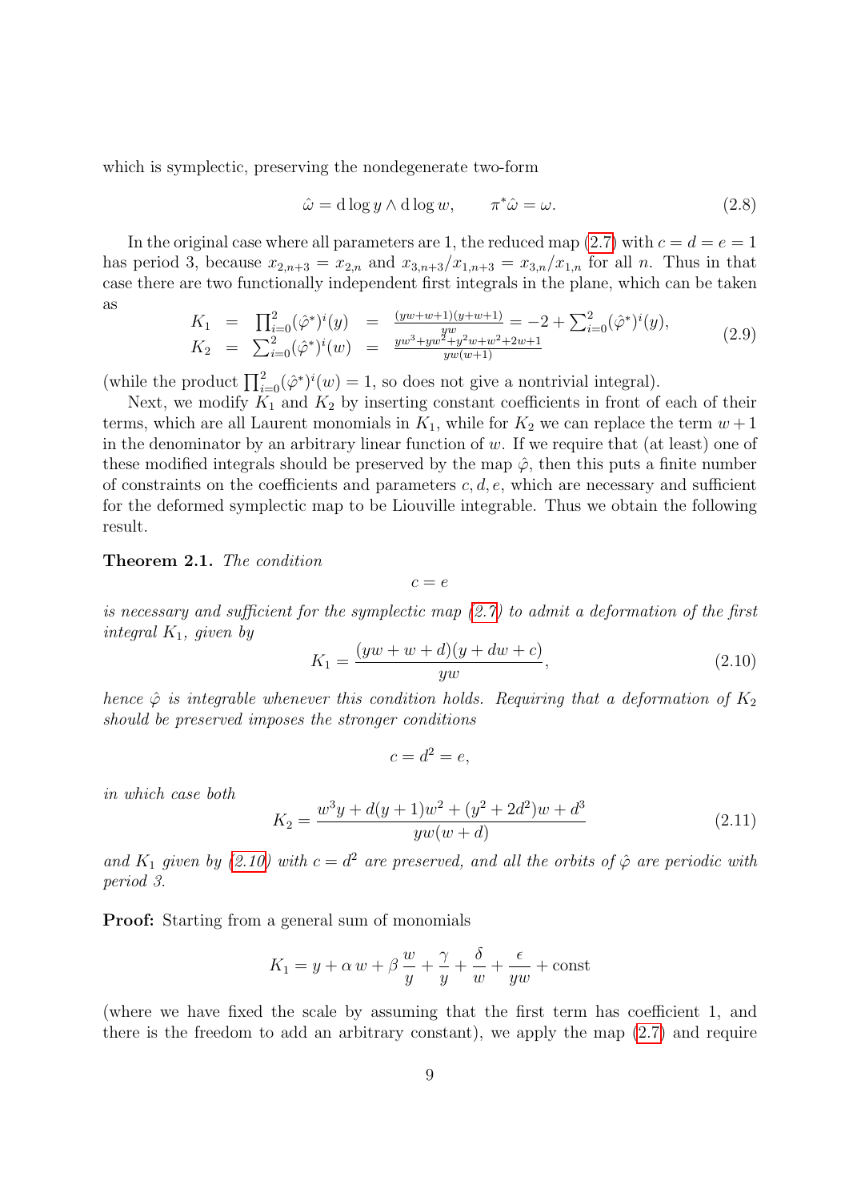which is symplectic, preserving the nondegenerate two-form

$$\hat{\omega} = \mathrm{d}\log y \wedge \mathrm{d}\log w, \qquad \pi^*\hat{\omega} = \omega. \tag{2.8}$$

In the original case where all parameters are 1, the reduced map (2.7) with $c = d = e = 1$ has period 3, because $x_{2,n+3} = x_{2,n}$ and $x_{3,n+3}/x_{1,n+3} = x_{3,n}/x_{1,n}$ for all $n$. Thus in that case there are two functionally independent first integrals in the plane, which can be taken as

$$\begin{array}{rclcl} K_1 & = & \prod_{i=0}^{2}(\hat{\varphi}^*)^i(y) & = & \frac{(yw+w+1)(y+w+1)}{yw} = -2 + \sum_{i=0}^{2}(\hat{\varphi}^*)^i(y), \\ K_2 & = & \sum_{i=0}^{2}(\hat{\varphi}^*)^i(w) & = & \frac{yw^3+yw^2+y^2w+w^2+2w+1}{yw(w+1)} \end{array} \tag{2.9}$$

(while the product $\prod_{i=0}^{2}(\hat{\varphi}^*)^i(w) = 1$, so does not give a nontrivial integral).

Next, we modify $K_1$ and $K_2$ by inserting constant coefficients in front of each of their terms, which are all Laurent monomials in $K_1$, while for $K_2$ we can replace the term $w+1$ in the denominator by an arbitrary linear function of $w$. If we require that (at least) one of these modified integrals should be preserved by the map $\hat{\varphi}$, then this puts a finite number of constraints on the coefficients and parameters $c, d, e$, which are necessary and sufficient for the deformed symplectic map to be Liouville integrable. Thus we obtain the following result.

**Theorem 2.1.** *The condition*

$$c = e$$

*is necessary and sufficient for the symplectic map (2.7) to admit a deformation of the first integral $K_1$, given by*

$$K_1 = \frac{(yw + w + d)(y + dw + c)}{yw}, \tag{2.10}$$

*hence $\hat{\varphi}$ is integrable whenever this condition holds. Requiring that a deformation of $K_2$ should be preserved imposes the stronger conditions*

$$c = d^2 = e,$$

*in which case both*

$$K_2 = \frac{w^3y + d(y+1)w^2 + (y^2 + 2d^2)w + d^3}{yw(w+d)} \tag{2.11}$$

*and $K_1$ given by (2.10) with $c = d^2$ are preserved, and all the orbits of $\hat{\varphi}$ are periodic with period 3.*

**Proof:** Starting from a general sum of monomials

$$K_1 = y + \alpha\, w + \beta\, \frac{w}{y} + \frac{\gamma}{y} + \frac{\delta}{w} + \frac{\epsilon}{yw} + \text{const}$$

(where we have fixed the scale by assuming that the first term has coefficient 1, and there is the freedom to add an arbitrary constant), we apply the map (2.7) and require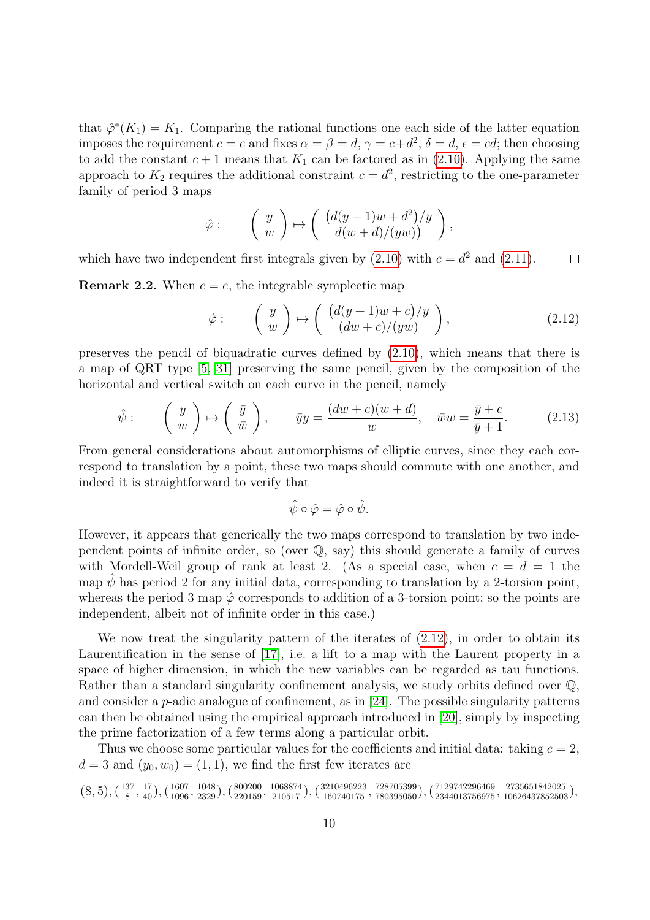that $\hat{\varphi}^*(K_1) = K_1$. Comparing the rational functions one each side of the latter equation imposes the requirement $c = e$ and fixes $\alpha = \beta = d$, $\gamma = c+d^2$, $\delta = d$, $\epsilon = cd$; then choosing to add the constant $c+1$ means that $K_1$ can be factored as in (2.10). Applying the same approach to $K_2$ requires the additional constraint $c = d^2$, restricting to the one-parameter family of period 3 maps

$$\hat{\varphi}: \qquad \left( \begin{array}{c} y \\ w \end{array} \right) \mapsto \left( \begin{array}{c} \big(d(y+1)w + d^2\big)/y \\ d(w+d)/(yw)\big) \end{array} \right),$$

which have two independent first integrals given by (2.10) with $c = d^2$ and (2.11). $\square$

**Remark 2.2.** When $c = e$, the integrable symplectic map

$$\hat{\varphi}: \qquad \left( \begin{array}{c} y \\ w \end{array} \right) \mapsto \left( \begin{array}{c} \big(d(y+1)w + c\big)/y \\ (dw+c)/(yw) \end{array} \right), \tag{2.12}$$

preserves the pencil of biquadratic curves defined by (2.10), which means that there is a map of QRT type [5, 31] preserving the same pencil, given by the composition of the horizontal and vertical switch on each curve in the pencil, namely

$$\hat{\psi}: \qquad \left( \begin{array}{c} y \\ w \end{array} \right) \mapsto \left( \begin{array}{c} \bar{y} \\ \bar{w} \end{array} \right), \qquad \bar{y}y = \frac{(dw+c)(w+d)}{w}, \quad \bar{w}w = \frac{\bar{y}+c}{\bar{y}+1}. \tag{2.13}$$

From general considerations about automorphisms of elliptic curves, since they each correspond to translation by a point, these two maps should commute with one another, and indeed it is straightforward to verify that

$$\hat{\psi} \circ \hat{\varphi} = \hat{\varphi} \circ \hat{\psi}.$$

However, it appears that generically the two maps correspond to translation by two independent points of infinite order, so (over $\mathbb{Q}$, say) this should generate a family of curves with Mordell-Weil group of rank at least 2. (As a special case, when $c = d = 1$ the map $\hat{\psi}$ has period 2 for any initial data, corresponding to translation by a 2-torsion point, whereas the period 3 map $\hat{\varphi}$ corresponds to addition of a 3-torsion point; so the points are independent, albeit not of infinite order in this case.)

We now treat the singularity pattern of the iterates of (2.12), in order to obtain its Laurentification in the sense of [17], i.e. a lift to a map with the Laurent property in a space of higher dimension, in which the new variables can be regarded as tau functions. Rather than a standard singularity confinement analysis, we study orbits defined over $\mathbb{Q}$, and consider a $p$-adic analogue of confinement, as in [24]. The possible singularity patterns can then be obtained using the empirical approach introduced in [20], simply by inspecting the prime factorization of a few terms along a particular orbit.

Thus we choose some particular values for the coefficients and initial data: taking $c = 2$, $d = 3$ and $(y_0, w_0) = (1, 1)$, we find the first few iterates are

$(8, 5), (\frac{137}{8}, \frac{17}{40}), (\frac{1607}{1096}, \frac{1048}{2329}), (\frac{800200}{220159}, \frac{1068874}{210517}), (\frac{3210496223}{160740175}, \frac{728705399}{780395050}), (\frac{7129742296469}{2344013756975}, \frac{2735651842025}{10626437852503}),$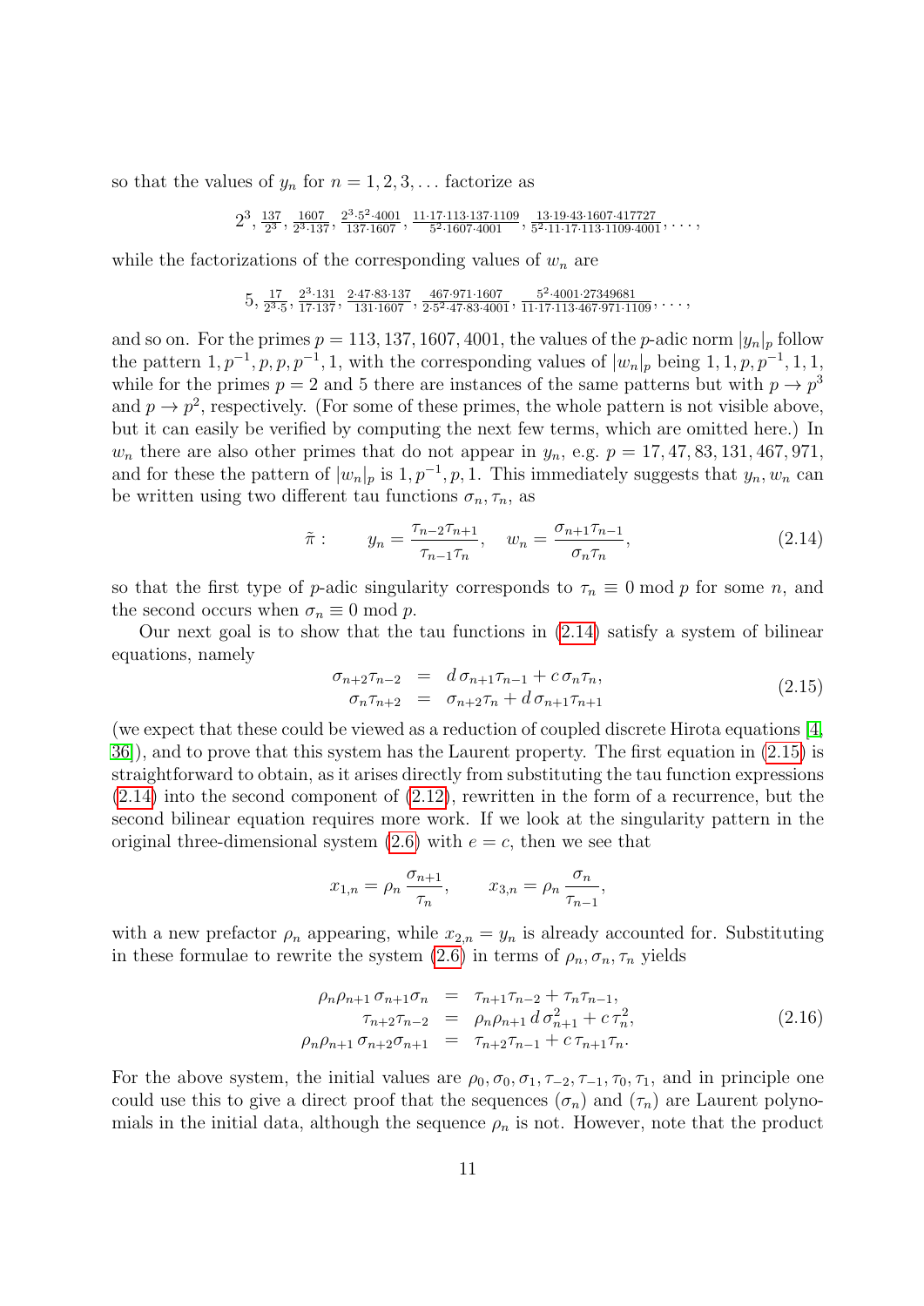so that the values of $y_n$ for $n = 1, 2, 3, \ldots$ factorize as

$$2^3,\ \frac{137}{2^3},\ \frac{1607}{2^3\cdot 137},\ \frac{2^3\cdot 5^2\cdot 4001}{137\cdot 1607},\ \frac{11\cdot 17\cdot 113\cdot 137\cdot 1109}{5^2\cdot 1607\cdot 4001},\ \frac{13\cdot 19\cdot 43\cdot 1607\cdot 417727}{5^2\cdot 11\cdot 17\cdot 113\cdot 1109\cdot 4001},\ldots,$$

while the factorizations of the corresponding values of $w_n$ are

$$5,\ \frac{17}{2^3\cdot 5},\ \frac{2^3\cdot 131}{17\cdot 137},\ \frac{2\cdot 47\cdot 83\cdot 137}{131\cdot 1607},\ \frac{467\cdot 971\cdot 1607}{2\cdot 5^2\cdot 47\cdot 83\cdot 4001},\ \frac{5^2\cdot 4001\cdot 27349681}{11\cdot 17\cdot 113\cdot 467\cdot 971\cdot 1109},\ldots,$$

and so on. For the primes $p = 113, 137, 1607, 4001$, the values of the $p$-adic norm $|y_n|_p$ follow the pattern $1, p^{-1}, p, p, p^{-1}, 1$, with the corresponding values of $|w_n|_p$ being $1, 1, p, p^{-1}, 1, 1$, while for the primes $p = 2$ and $5$ there are instances of the same patterns but with $p \to p^3$ and $p \to p^2$, respectively. (For some of these primes, the whole pattern is not visible above, but it can easily be verified by computing the next few terms, which are omitted here.) In $w_n$ there are also other primes that do not appear in $y_n$, e.g. $p = 17, 47, 83, 131, 467, 971$, and for these the pattern of $|w_n|_p$ is $1, p^{-1}, p, 1$. This immediately suggests that $y_n, w_n$ can be written using two different tau functions $\sigma_n, \tau_n$, as

$$\tilde{\pi}: \qquad y_n = \frac{\tau_{n-2}\tau_{n+1}}{\tau_{n-1}\tau_n}, \quad w_n = \frac{\sigma_{n+1}\tau_{n-1}}{\sigma_n\tau_n}, \tag{2.14}$$

so that the first type of $p$-adic singularity corresponds to $\tau_n \equiv 0 \bmod p$ for some $n$, and the second occurs when $\sigma_n \equiv 0 \bmod p$.

Our next goal is to show that the tau functions in (2.14) satisfy a system of bilinear equations, namely

$$\begin{aligned} \sigma_{n+2}\tau_{n-2} &= d\,\sigma_{n+1}\tau_{n-1} + c\,\sigma_n\tau_n, \\ \sigma_n\tau_{n+2} &= \sigma_{n+2}\tau_n + d\,\sigma_{n+1}\tau_{n+1} \end{aligned} \tag{2.15}$$

(we expect that these could be viewed as a reduction of coupled discrete Hirota equations [4, 36]), and to prove that this system has the Laurent property. The first equation in (2.15) is straightforward to obtain, as it arises directly from substituting the tau function expressions (2.14) into the second component of (2.12), rewritten in the form of a recurrence, but the second bilinear equation requires more work. If we look at the singularity pattern in the original three-dimensional system (2.6) with $e = c$, then we see that

$$x_{1,n} = \rho_n\,\frac{\sigma_{n+1}}{\tau_n}, \qquad x_{3,n} = \rho_n\,\frac{\sigma_n}{\tau_{n-1}},$$

with a new prefactor $\rho_n$ appearing, while $x_{2,n} = y_n$ is already accounted for. Substituting in these formulae to rewrite the system (2.6) in terms of $\rho_n, \sigma_n, \tau_n$ yields

$$\begin{aligned} \rho_n\rho_{n+1}\,\sigma_{n+1}\sigma_n &= \tau_{n+1}\tau_{n-2} + \tau_n\tau_{n-1}, \\ \tau_{n+2}\tau_{n-2} &= \rho_n\rho_{n+1}\,d\,\sigma_{n+1}^2 + c\,\tau_n^2, \\ \rho_n\rho_{n+1}\,\sigma_{n+2}\sigma_{n+1} &= \tau_{n+2}\tau_{n-1} + c\,\tau_{n+1}\tau_n. \end{aligned} \tag{2.16}$$

For the above system, the initial values are $\rho_0, \sigma_0, \sigma_1, \tau_{-2}, \tau_{-1}, \tau_0, \tau_1$, and in principle one could use this to give a direct proof that the sequences $(\sigma_n)$ and $(\tau_n)$ are Laurent polynomials in the initial data, although the sequence $\rho_n$ is not. However, note that the product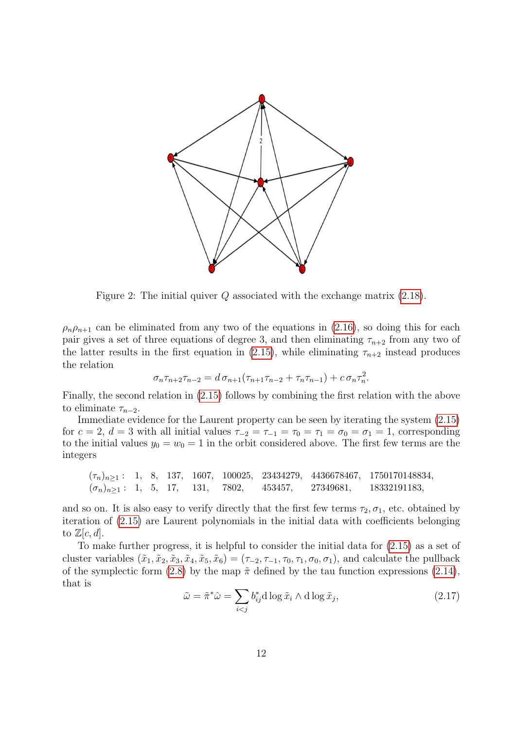Figure 2: The initial quiver $Q$ associated with the exchange matrix (2.18).

$\rho_n\rho_{n+1}$ can be eliminated from any two of the equations in (2.16), so doing this for each pair gives a set of three equations of degree 3, and then eliminating $\tau_{n+2}$ from any two of the latter results in the first equation in (2.15), while eliminating $\tau_{n+2}$ instead produces the relation

$$\sigma_n\tau_{n+2}\tau_{n-2} = d\,\sigma_{n+1}(\tau_{n+1}\tau_{n-2} + \tau_n\tau_{n-1}) + c\,\sigma_n\tau_n^2.$$

Finally, the second relation in (2.15) follows by combining the first relation with the above to eliminate $\tau_{n-2}$.

Immediate evidence for the Laurent property can be seen by iterating the system (2.15) for $c = 2$, $d = 3$ with all initial values $\tau_{-2} = \tau_{-1} = \tau_0 = \tau_1 = \sigma_0 = \sigma_1 = 1$, corresponding to the initial values $y_0 = w_0 = 1$ in the orbit considered above. The first few terms are the integers

$$
\begin{array}{lllllllll}
(\tau_n)_{n\geq 1}: & 1, & 8, & 137, & 1607, & 100025, & 23434279, & 4436678467, & 1750170148834, \\
(\sigma_n)_{n\geq 1}: & 1, & 5, & 17, & 131, & 7802, & 453457, & 27349681, & 18332191183,
\end{array}
$$

and so on. It is also easy to verify directly that the first few terms $\tau_2, \sigma_1$, etc. obtained by iteration of (2.15) are Laurent polynomials in the initial data with coefficients belonging to $\mathbb{Z}[c, d]$.

To make further progress, it is helpful to consider the initial data for (2.15) as a set of cluster variables $(\tilde{x}_1, \tilde{x}_2, \tilde{x}_3, \tilde{x}_4, \tilde{x}_5, \tilde{x}_6) = (\tau_{-2}, \tau_{-1}, \tau_0, \tau_1, \sigma_0, \sigma_1)$, and calculate the pullback of the symplectic form (2.8) by the map $\tilde{\pi}$ defined by the tau function expressions (2.14), that is

$$\tilde{\omega} = \tilde{\pi}^*\hat{\omega} = \sum_{i<j} b^*_{ij}\mathrm{d}\log\tilde{x}_i \wedge \mathrm{d}\log\tilde{x}_j, \tag{2.17}$$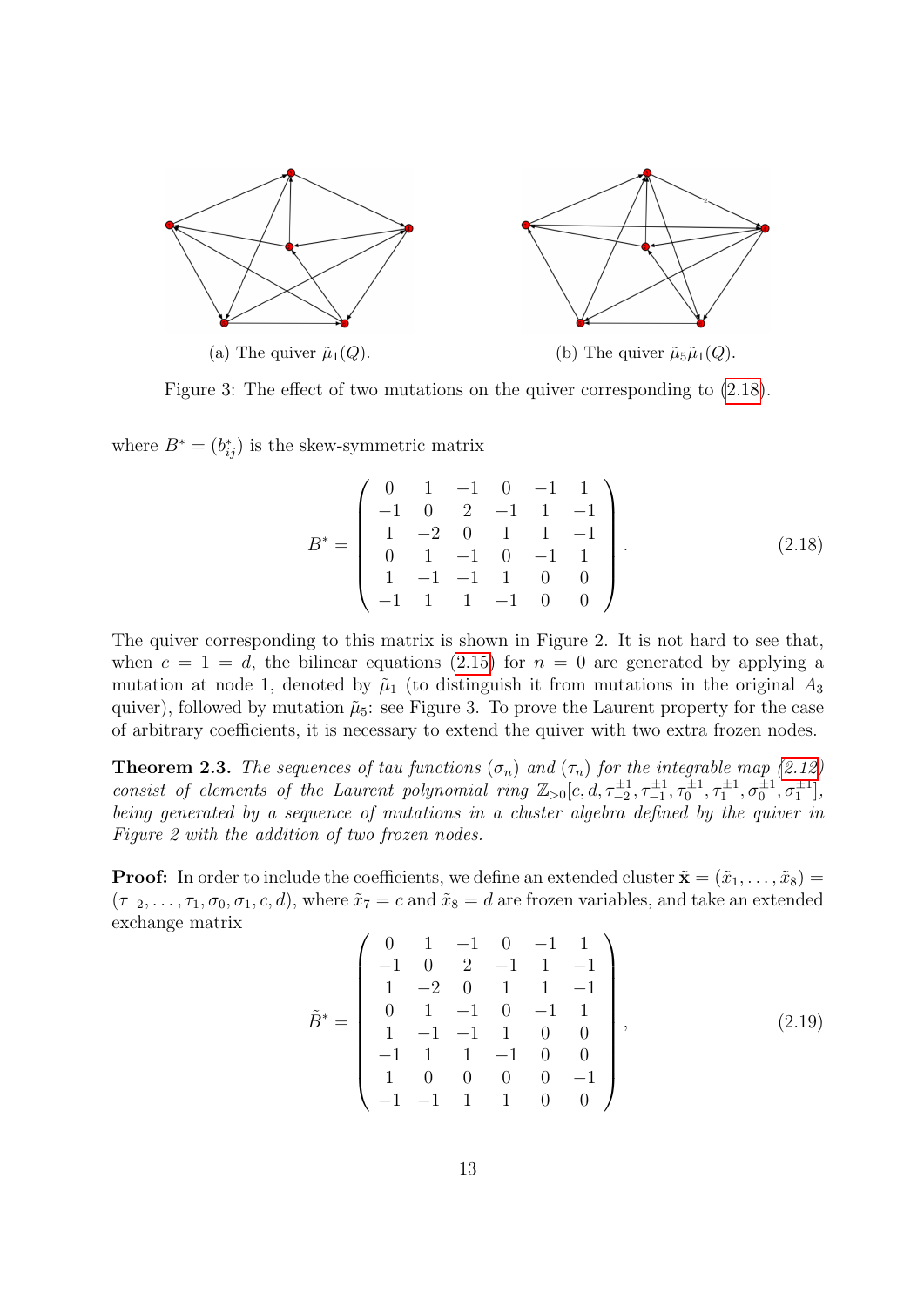(a) The quiver $\tilde{\mu}_1(Q)$.

(b) The quiver $\tilde{\mu}_5\tilde{\mu}_1(Q)$.

Figure 3: The effect of two mutations on the quiver corresponding to (2.18).

where $B^* = (b^*_{ij})$ is the skew-symmetric matrix

$$B^* = \begin{pmatrix} 0 & 1 & -1 & 0 & -1 & 1 \\ -1 & 0 & 2 & -1 & 1 & -1 \\ 1 & -2 & 0 & 1 & 1 & -1 \\ 0 & 1 & -1 & 0 & -1 & 1 \\ 1 & -1 & -1 & 1 & 0 & 0 \\ -1 & 1 & 1 & -1 & 0 & 0 \end{pmatrix}. \tag{2.18}$$

The quiver corresponding to this matrix is shown in Figure 2. It is not hard to see that, when $c = 1 = d$, the bilinear equations (2.15) for $n = 0$ are generated by applying a mutation at node 1, denoted by $\tilde{\mu}_1$ (to distinguish it from mutations in the original $A_3$ quiver), followed by mutation $\tilde{\mu}_5$: see Figure 3. To prove the Laurent property for the case of arbitrary coefficients, it is necessary to extend the quiver with two extra frozen nodes.

**Theorem 2.3.** *The sequences of tau functions $(\sigma_n)$ and $(\tau_n)$ for the integrable map (2.12) consist of elements of the Laurent polynomial ring $\mathbb{Z}_{>0}[c, d, \tau_{-2}^{\pm 1}, \tau_{-1}^{\pm 1}, \tau_0^{\pm 1}, \tau_1^{\pm 1}, \sigma_0^{\pm 1}, \sigma_1^{\pm 1}]$, being generated by a sequence of mutations in a cluster algebra defined by the quiver in Figure 2 with the addition of two frozen nodes.*

**Proof:** In order to include the coefficients, we define an extended cluster $\tilde{\mathbf{x}} = (\tilde{x}_1, \ldots, \tilde{x}_8) = (\tau_{-2}, \ldots, \tau_1, \sigma_0, \sigma_1, c, d)$, where $\tilde{x}_7 = c$ and $\tilde{x}_8 = d$ are frozen variables, and take an extended exchange matrix

$$\tilde{B}^* = \begin{pmatrix} 0 & 1 & -1 & 0 & -1 & 1 \\ -1 & 0 & 2 & -1 & 1 & -1 \\ 1 & -2 & 0 & 1 & 1 & -1 \\ 0 & 1 & -1 & 0 & -1 & 1 \\ 1 & -1 & -1 & 1 & 0 & 0 \\ -1 & 1 & 1 & -1 & 0 & 0 \\ 1 & 0 & 0 & 0 & 0 & -1 \\ -1 & -1 & 1 & 1 & 0 & 0 \end{pmatrix}, \tag{2.19}$$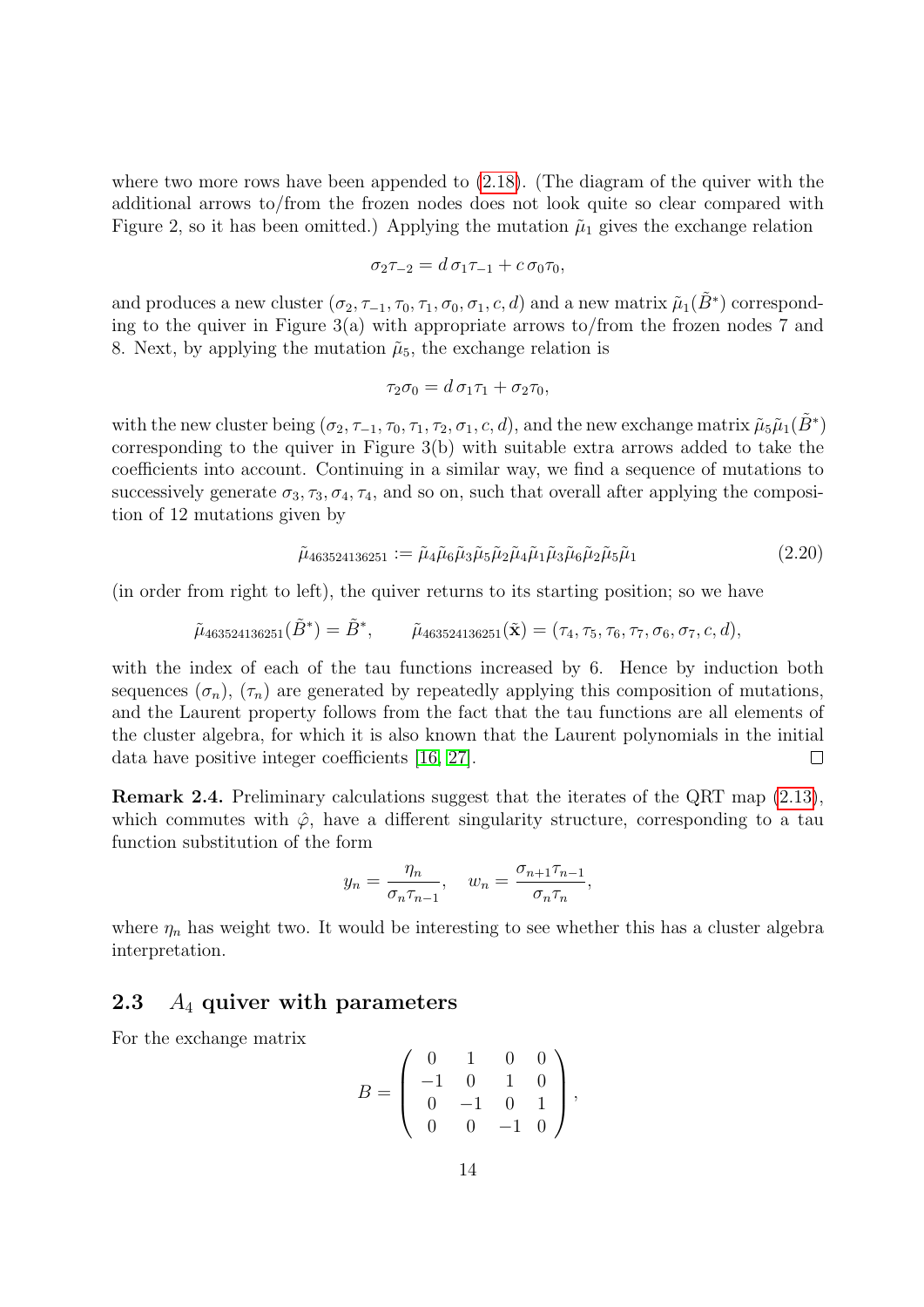where two more rows have been appended to (2.18). (The diagram of the quiver with the additional arrows to/from the frozen nodes does not look quite so clear compared with Figure 2, so it has been omitted.) Applying the mutation $\tilde{\mu}_1$ gives the exchange relation

$$\sigma_2\tau_{-2} = d\,\sigma_1\tau_{-1} + c\,\sigma_0\tau_0,$$

and produces a new cluster $(\sigma_2, \tau_{-1}, \tau_0, \tau_1, \sigma_0, \sigma_1, c, d)$ and a new matrix $\tilde{\mu}_1(\tilde{B}^*)$ corresponding to the quiver in Figure 3(a) with appropriate arrows to/from the frozen nodes 7 and 8. Next, by applying the mutation $\tilde{\mu}_5$, the exchange relation is

$$\tau_2\sigma_0 = d\,\sigma_1\tau_1 + \sigma_2\tau_0,$$

with the new cluster being $(\sigma_2, \tau_{-1}, \tau_0, \tau_1, \tau_2, \sigma_1, c, d)$, and the new exchange matrix $\tilde{\mu}_5\tilde{\mu}_1(\tilde{B}^*)$ corresponding to the quiver in Figure 3(b) with suitable extra arrows added to take the coefficients into account. Continuing in a similar way, we find a sequence of mutations to successively generate $\sigma_3, \tau_3, \sigma_4, \tau_4$, and so on, such that overall after applying the composition of 12 mutations given by

$$\tilde{\mu}_{463524136251} := \tilde{\mu}_4\tilde{\mu}_6\tilde{\mu}_3\tilde{\mu}_5\tilde{\mu}_2\tilde{\mu}_4\tilde{\mu}_1\tilde{\mu}_3\tilde{\mu}_6\tilde{\mu}_2\tilde{\mu}_5\tilde{\mu}_1 \tag{2.20}$$

(in order from right to left), the quiver returns to its starting position; so we have

$$\tilde{\mu}_{463524136251}(\tilde{B}^*) = \tilde{B}^*, \qquad \tilde{\mu}_{463524136251}(\tilde{\mathbf{x}}) = (\tau_4, \tau_5, \tau_6, \tau_7, \sigma_6, \sigma_7, c, d),$$

with the index of each of the tau functions increased by 6. Hence by induction both sequences $(\sigma_n)$, $(\tau_n)$ are generated by repeatedly applying this composition of mutations, and the Laurent property follows from the fact that the tau functions are all elements of the cluster algebra, for which it is also known that the Laurent polynomials in the initial data have positive integer coefficients [16, 27]. $\square$

**Remark 2.4.** Preliminary calculations suggest that the iterates of the QRT map (2.13), which commutes with $\hat{\varphi}$, have a different singularity structure, corresponding to a tau function substitution of the form

$$y_n = \frac{\eta_n}{\sigma_n\tau_{n-1}}, \quad w_n = \frac{\sigma_{n+1}\tau_{n-1}}{\sigma_n\tau_n},$$

where $\eta_n$ has weight two. It would be interesting to see whether this has a cluster algebra interpretation.

### 2.3 $A_4$ quiver with parameters

For the exchange matrix

$$B = \begin{pmatrix} 0 & 1 & 0 & 0 \\ -1 & 0 & 1 & 0 \\ 0 & -1 & 0 & 1 \\ 0 & 0 & -1 & 0 \end{pmatrix},$$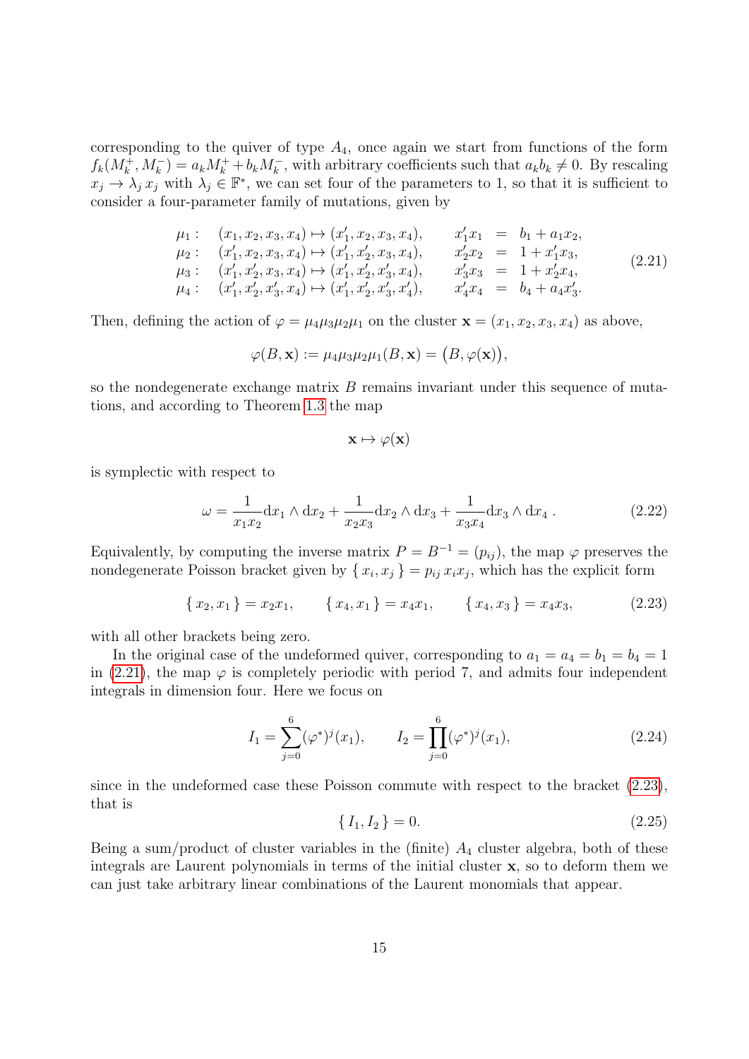corresponding to the quiver of type $A_4$, once again we start from functions of the form $f_k(M_k^+, M_k^-) = a_k M_k^+ + b_k M_k^-$, with arbitrary coefficients such that $a_k b_k \neq 0$. By rescaling $x_j \to \lambda_j x_j$ with $\lambda_j \in \mathbb{F}^*$, we can set four of the parameters to 1, so that it is sufficient to consider a four-parameter family of mutations, given by

$$
\begin{array}{llrcl}
\mu_1: & (x_1, x_2, x_3, x_4) \mapsto (x_1', x_2, x_3, x_4), & x_1' x_1 & = & b_1 + a_1 x_2, \\
\mu_2: & (x_1', x_2, x_3, x_4) \mapsto (x_1', x_2', x_3, x_4), & x_2' x_2 & = & 1 + x_1' x_3, \\
\mu_3: & (x_1', x_2', x_3, x_4) \mapsto (x_1', x_2', x_3', x_4), & x_3' x_3 & = & 1 + x_2' x_4, \\
\mu_4: & (x_1', x_2', x_3', x_4) \mapsto (x_1', x_2', x_3', x_4'), & x_4' x_4 & = & b_4 + a_4 x_3'.
\end{array}
\tag{2.21}
$$

Then, defining the action of $\varphi = \mu_4\mu_3\mu_2\mu_1$ on the cluster $\mathbf{x} = (x_1, x_2, x_3, x_4)$ as above,

$$
\varphi(B, \mathbf{x}) := \mu_4\mu_3\mu_2\mu_1(B, \mathbf{x}) = \big(B, \varphi(\mathbf{x})\big),
$$

so the nondegenerate exchange matrix $B$ remains invariant under this sequence of mutations, and according to Theorem 1.3 the map

$$
\mathbf{x} \mapsto \varphi(\mathbf{x})
$$

is symplectic with respect to

$$
\omega = \frac{1}{x_1 x_2} \mathrm{d}x_1 \wedge \mathrm{d}x_2 + \frac{1}{x_2 x_3} \mathrm{d}x_2 \wedge \mathrm{d}x_3 + \frac{1}{x_3 x_4} \mathrm{d}x_3 \wedge \mathrm{d}x_4 \,. \tag{2.22}
$$

Equivalently, by computing the inverse matrix $P = B^{-1} = (p_{ij})$, the map $\varphi$ preserves the nondegenerate Poisson bracket given by $\{\, x_i, x_j \,\} = p_{ij}\, x_i x_j$, which has the explicit form

$$
\{\, x_2, x_1 \,\} = x_2 x_1, \qquad \{\, x_4, x_1 \,\} = x_4 x_1, \qquad \{\, x_4, x_3 \,\} = x_4 x_3, \tag{2.23}
$$

with all other brackets being zero.

In the original case of the undeformed quiver, corresponding to $a_1 = a_4 = b_1 = b_4 = 1$ in (2.21), the map $\varphi$ is completely periodic with period 7, and admits four independent integrals in dimension four. Here we focus on

$$
I_1 = \sum_{j=0}^{6} (\varphi^*)^j(x_1), \qquad I_2 = \prod_{j=0}^{6} (\varphi^*)^j(x_1), \tag{2.24}
$$

since in the undeformed case these Poisson commute with respect to the bracket (2.23), that is

$$
\{\, I_1, I_2 \,\} = 0. \tag{2.25}
$$

Being a sum/product of cluster variables in the (finite) $A_4$ cluster algebra, both of these integrals are Laurent polynomials in terms of the initial cluster $\mathbf{x}$, so to deform them we can just take arbitrary linear combinations of the Laurent monomials that appear.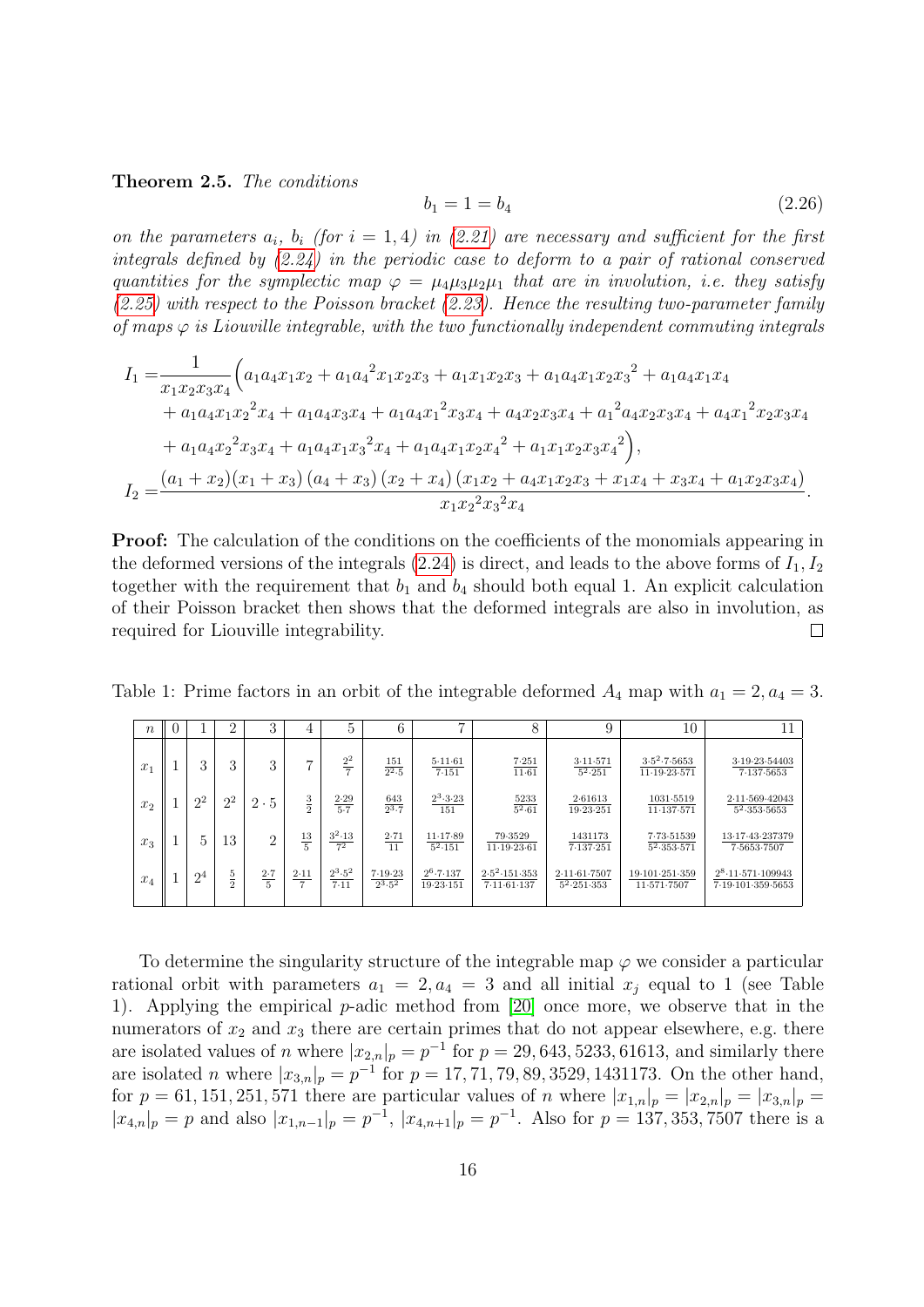**Theorem 2.5.** *The conditions*

$$b_1 = 1 = b_4 \tag{2.26}$$

*on the parameters $a_i$, $b_i$ (for $i = 1, 4$) in (2.21) are necessary and sufficient for the first integrals defined by (2.24) in the periodic case to deform to a pair of rational conserved quantities for the symplectic map $\varphi = \mu_4\mu_3\mu_2\mu_1$ that are in involution, i.e. they satisfy (2.25) with respect to the Poisson bracket (2.23). Hence the resulting two-parameter family of maps $\varphi$ is Liouville integrable, with the two functionally independent commuting integrals*

$$\begin{aligned}
I_1 =& \frac{1}{x_1x_2x_3x_4}\Big(a_1a_4x_1x_2 + a_1{a_4}^2x_1x_2x_3 + a_1x_1x_2x_3 + a_1a_4x_1x_2{x_3}^2 + a_1a_4x_1x_4 \\
&+ a_1a_4x_1{x_2}^2x_4 + a_1a_4x_3x_4 + a_1a_4{x_1}^2x_3x_4 + a_4x_2x_3x_4 + {a_1}^2a_4x_2x_3x_4 + a_4{x_1}^2x_2x_3x_4 \\
&+ a_1a_4{x_2}^2x_3x_4 + a_1a_4x_1{x_3}^2x_4 + a_1a_4x_1x_2{x_4}^2 + a_1x_1x_2x_3{x_4}^2\Big), \\
I_2 =& \frac{(a_1 + x_2)(x_1 + x_3)\,(a_4 + x_3)\,(x_2 + x_4)\,(x_1x_2 + a_4x_1x_2x_3 + x_1x_4 + x_3x_4 + a_1x_2x_3x_4)}{x_1{x_2}^2{x_3}^2x_4}.
\end{aligned}$$

**Proof:** The calculation of the conditions on the coefficients of the monomials appearing in the deformed versions of the integrals (2.24) is direct, and leads to the above forms of $I_1, I_2$ together with the requirement that $b_1$ and $b_4$ should both equal 1. An explicit calculation of their Poisson bracket then shows that the deformed integrals are also in involution, as required for Liouville integrability. □

Table 1: Prime factors in an orbit of the integrable deformed $A_4$ map with $a_1 = 2, a_4 = 3$.

| $n$ | 0 | 1 | 2 | 3 | 4 | 5 | 6 | 7 | 8 | 9 | 10 | 11 |
|---|---|---|---|---|---|---|---|---|---|---|---|---|
| $x_1$ | 1 | 3 | 3 | 3 | 7 | $\frac{2^2}{7}$ | $\frac{151}{2^2\cdot 5}$ | $\frac{5\cdot 11\cdot 61}{7\cdot 151}$ | $\frac{7\cdot 251}{11\cdot 61}$ | $\frac{3\cdot 11\cdot 571}{5^2\cdot 251}$ | $\frac{3\cdot 5^2\cdot 7\cdot 5653}{11\cdot 19\cdot 23\cdot 571}$ | $\frac{3\cdot 19\cdot 23\cdot 54403}{7\cdot 137\cdot 5653}$ |
| $x_2$ | 1 | $2^2$ | $2^2$ | $2\cdot 5$ | $\frac{3}{2}$ | $\frac{2\cdot 29}{5\cdot 7}$ | $\frac{643}{2^3\cdot 7}$ | $\frac{2^3\cdot 3\cdot 23}{151}$ | $\frac{5233}{5^2\cdot 61}$ | $\frac{2\cdot 61613}{19\cdot 23\cdot 251}$ | $\frac{1031\cdot 5519}{11\cdot 137\cdot 571}$ | $\frac{2\cdot 11\cdot 569\cdot 42043}{5^2\cdot 353\cdot 5653}$ |
| $x_3$ | 1 | 5 | 13 | 2 | $\frac{13}{5}$ | $\frac{3^2\cdot 13}{7^2}$ | $\frac{2\cdot 71}{11}$ | $\frac{11\cdot 17\cdot 89}{5^2\cdot 151}$ | $\frac{79\cdot 3529}{11\cdot 19\cdot 23\cdot 61}$ | $\frac{1431173}{7\cdot 137\cdot 251}$ | $\frac{7\cdot 73\cdot 51539}{5^2\cdot 353\cdot 571}$ | $\frac{13\cdot 17\cdot 43\cdot 237379}{7\cdot 5653\cdot 7507}$ |
| $x_4$ | 1 | $2^4$ | $\frac{5}{2}$ | $\frac{2\cdot 7}{5}$ | $\frac{2\cdot 11}{7}$ | $\frac{2^3\cdot 5^2}{7\cdot 11}$ | $\frac{7\cdot 19\cdot 23}{2^3\cdot 5^2}$ | $\frac{2^6\cdot 7\cdot 137}{19\cdot 23\cdot 151}$ | $\frac{2\cdot 5^2\cdot 151\cdot 353}{7\cdot 11\cdot 61\cdot 137}$ | $\frac{2\cdot 11\cdot 61\cdot 7507}{5^2\cdot 251\cdot 353}$ | $\frac{19\cdot 101\cdot 251\cdot 359}{11\cdot 571\cdot 7507}$ | $\frac{2^8\cdot 11\cdot 571\cdot 109943}{7\cdot 19\cdot 101\cdot 359\cdot 5653}$ |

To determine the singularity structure of the integrable map $\varphi$ we consider a particular rational orbit with parameters $a_1 = 2, a_4 = 3$ and all initial $x_j$ equal to 1 (see Table 1). Applying the empirical $p$-adic method from [20] once more, we observe that in the numerators of $x_2$ and $x_3$ there are certain primes that do not appear elsewhere, e.g. there are isolated values of $n$ where $|x_{2,n}|_p = p^{-1}$ for $p = 29, 643, 5233, 61613$, and similarly there are isolated $n$ where $|x_{3,n}|_p = p^{-1}$ for $p = 17, 71, 79, 89, 3529, 1431173$. On the other hand, for $p = 61, 151, 251, 571$ there are particular values of $n$ where $|x_{1,n}|_p = |x_{2,n}|_p = |x_{3,n}|_p = |x_{4,n}|_p = p$ and also $|x_{1,n-1}|_p = p^{-1}$, $|x_{4,n+1}|_p = p^{-1}$. Also for $p = 137, 353, 7507$ there is a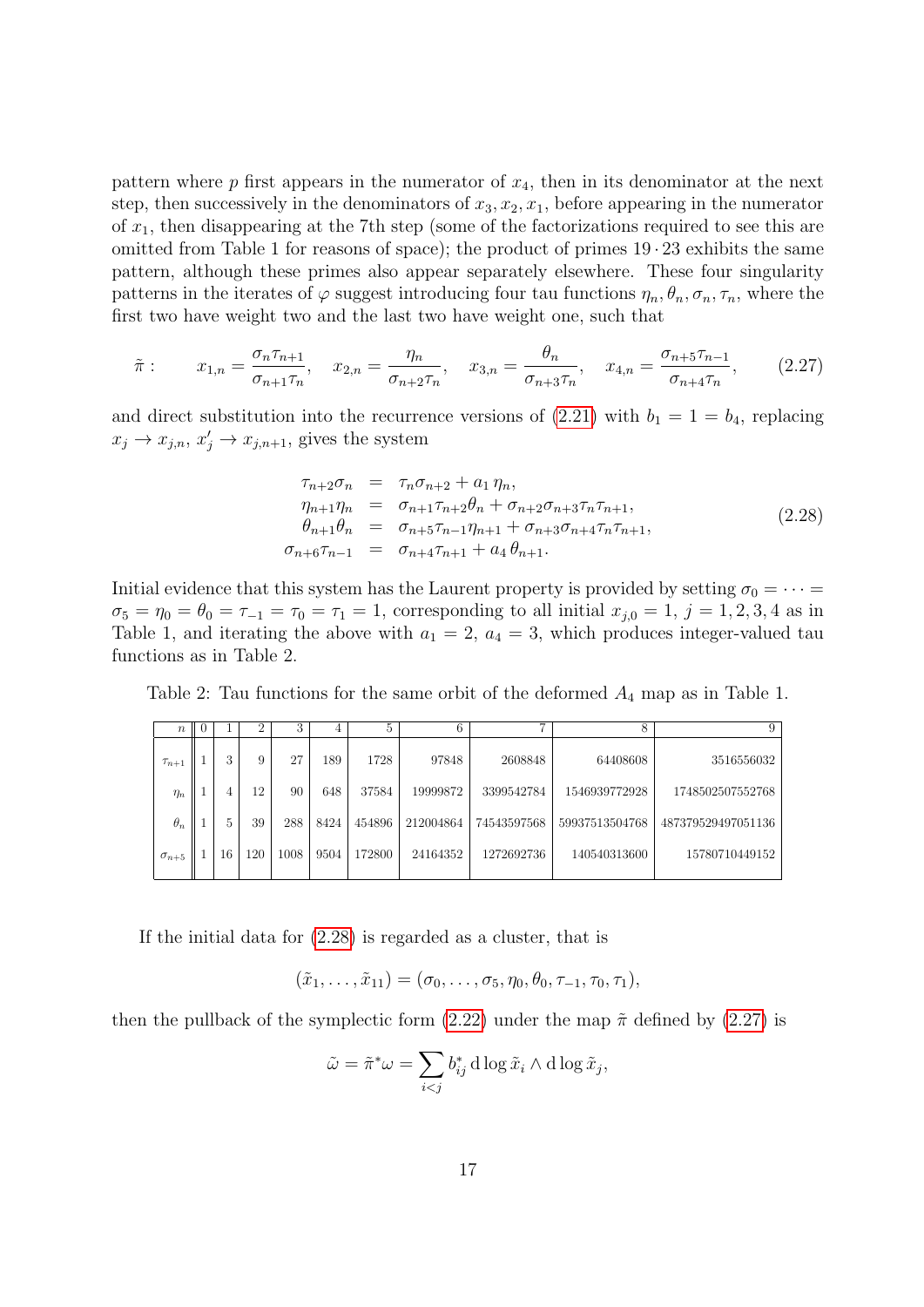pattern where $p$ first appears in the numerator of $x_4$, then in its denominator at the next step, then successively in the denominators of $x_3, x_2, x_1$, before appearing in the numerator of $x_1$, then disappearing at the 7th step (some of the factorizations required to see this are omitted from Table 1 for reasons of space); the product of primes $19 \cdot 23$ exhibits the same pattern, although these primes also appear separately elsewhere. These four singularity patterns in the iterates of $\varphi$ suggest introducing four tau functions $\eta_n, \theta_n, \sigma_n, \tau_n$, where the first two have weight two and the last two have weight one, such that

$$\tilde{\pi}: \qquad x_{1,n} = \frac{\sigma_n \tau_{n+1}}{\sigma_{n+1}\tau_n}, \quad x_{2,n} = \frac{\eta_n}{\sigma_{n+2}\tau_n}, \quad x_{3,n} = \frac{\theta_n}{\sigma_{n+3}\tau_n}, \quad x_{4,n} = \frac{\sigma_{n+5}\tau_{n-1}}{\sigma_{n+4}\tau_n}, \tag{2.27}$$

and direct substitution into the recurrence versions of (2.21) with $b_1 = 1 = b_4$, replacing $x_j \to x_{j,n}$, $x_j' \to x_{j,n+1}$, gives the system

$$\begin{array}{rcl} \tau_{n+2}\sigma_n & = & \tau_n\sigma_{n+2} + a_1\,\eta_n, \\ \eta_{n+1}\eta_n & = & \sigma_{n+1}\tau_{n+2}\theta_n + \sigma_{n+2}\sigma_{n+3}\tau_n\tau_{n+1}, \\ \theta_{n+1}\theta_n & = & \sigma_{n+5}\tau_{n-1}\eta_{n+1} + \sigma_{n+3}\sigma_{n+4}\tau_n\tau_{n+1}, \\ \sigma_{n+6}\tau_{n-1} & = & \sigma_{n+4}\tau_{n+1} + a_4\,\theta_{n+1}. \end{array} \tag{2.28}$$

Initial evidence that this system has the Laurent property is provided by setting $\sigma_0 = \cdots = \sigma_5 = \eta_0 = \theta_0 = \tau_{-1} = \tau_0 = \tau_1 = 1$, corresponding to all initial $x_{j,0} = 1$, $j = 1,2,3,4$ as in Table 1, and iterating the above with $a_1 = 2$, $a_4 = 3$, which produces integer-valued tau functions as in Table 2.

Table 2: Tau functions for the same orbit of the deformed $A_4$ map as in Table 1.

| $n$ | 0 | 1 | 2 | 3 | 4 | 5 | 6 | 7 | 8 | 9 |
|---|---|---|---|---|---|---|---|---|---|---|
| $\tau_{n+1}$ | 1 | 3 | 9 | 27 | 189 | 1728 | 97848 | 2608848 | 64408608 | 3516556032 |
| $\eta_n$ | 1 | 4 | 12 | 90 | 648 | 37584 | 19999872 | 3399542784 | 1546939772928 | 1748502507552768 |
| $\theta_n$ | 1 | 5 | 39 | 288 | 8424 | 454896 | 212004864 | 74543597568 | 59937513504768 | 487379529497051136 |
| $\sigma_{n+5}$ | 1 | 16 | 120 | 1008 | 9504 | 172800 | 24164352 | 1272692736 | 140540313600 | 15780710449152 |

If the initial data for (2.28) is regarded as a cluster, that is

$$(\tilde{x}_1, \ldots, \tilde{x}_{11}) = (\sigma_0, \ldots, \sigma_5, \eta_0, \theta_0, \tau_{-1}, \tau_0, \tau_1),$$

then the pullback of the symplectic form (2.22) under the map $\tilde{\pi}$ defined by (2.27) is

$$\tilde{\omega} = \tilde{\pi}^*\omega = \sum_{i<j} b^*_{ij}\, \mathrm{d}\log\tilde{x}_i \wedge \mathrm{d}\log\tilde{x}_j,$$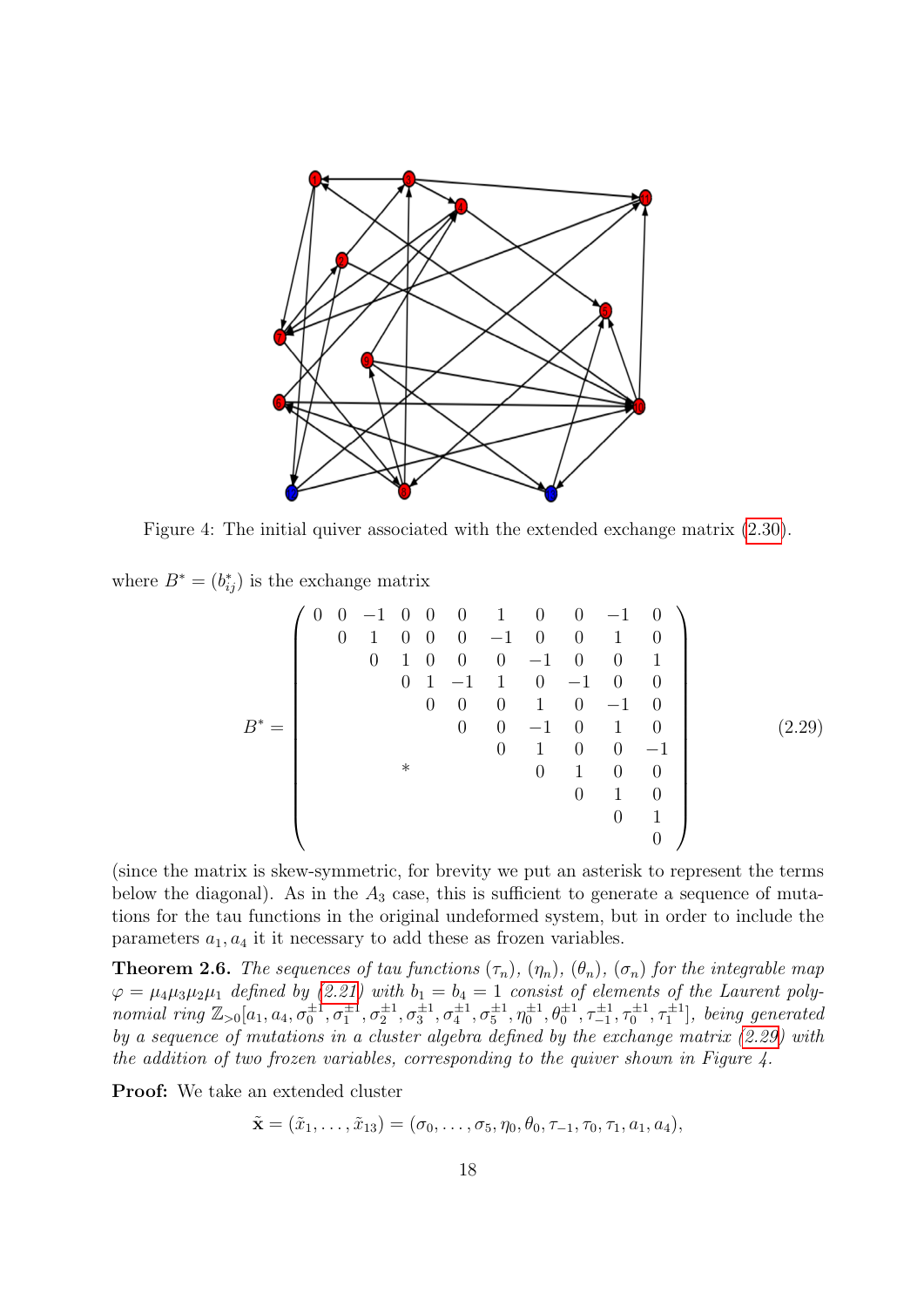Figure 4: The initial quiver associated with the extended exchange matrix (2.30).

where $B^* = (b^*_{ij})$ is the exchange matrix

$$
B^* = \begin{pmatrix}
0 & 0 & -1 & 0 & 0 & 0 & 1 & 0 & 0 & -1 & 0 \\
 & 0 & 1 & 0 & 0 & 0 & -1 & 0 & 0 & 1 & 0 \\
 & & 0 & 1 & 0 & 0 & 0 & -1 & 0 & 0 & 1 \\
 & & & 0 & 1 & -1 & 1 & 0 & -1 & 0 & 0 \\
 & & & & 0 & 0 & 0 & 1 & 0 & -1 & 0 \\
 & & & & & 0 & 0 & -1 & 0 & 1 & 0 \\
 & & & & & & 0 & 1 & 0 & 0 & -1 \\
 & & & * & & & & 0 & 1 & 0 & 0 \\
 & & & & & & & & 0 & 1 & 0 \\
 & & & & & & & & & 0 & 1 \\
 & & & & & & & & & & 0
\end{pmatrix} \tag{2.29}
$$

(since the matrix is skew-symmetric, for brevity we put an asterisk to represent the terms below the diagonal). As in the $A_3$ case, this is sufficient to generate a sequence of mutations for the tau functions in the original undeformed system, but in order to include the parameters $a_1, a_4$ it it necessary to add these as frozen variables.

**Theorem 2.6.** *The sequences of tau functions $(\tau_n)$, $(\eta_n)$, $(\theta_n)$, $(\sigma_n)$ for the integrable map $\varphi = \mu_4\mu_3\mu_2\mu_1$ defined by (2.21) with $b_1 = b_4 = 1$ consist of elements of the Laurent polynomial ring $\mathbb{Z}_{>0}[a_1, a_4, \sigma_0^{\pm 1}, \sigma_1^{\pm 1}, \sigma_2^{\pm 1}, \sigma_3^{\pm 1}, \sigma_4^{\pm 1}, \sigma_5^{\pm 1}, \eta_0^{\pm 1}, \theta_0^{\pm 1}, \tau_{-1}^{\pm 1}, \tau_0^{\pm 1}, \tau_1^{\pm 1}]$, being generated by a sequence of mutations in a cluster algebra defined by the exchange matrix (2.29) with the addition of two frozen variables, corresponding to the quiver shown in Figure 4.*

**Proof:** We take an extended cluster

$$
\tilde{\mathbf{x}} = (\tilde{x}_1, \ldots, \tilde{x}_{13}) = (\sigma_0, \ldots, \sigma_5, \eta_0, \theta_0, \tau_{-1}, \tau_0, \tau_1, a_1, a_4),
$$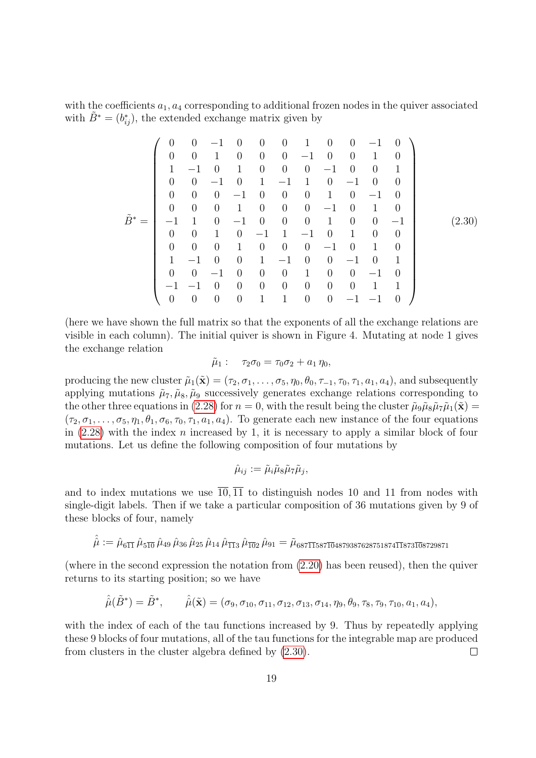with the coefficients $a_1, a_4$ corresponding to additional frozen nodes in the quiver associated with $\tilde{B}^* = (b^*_{ij})$, the extended exchange matrix given by

$$\tilde{B}^* = \begin{pmatrix} 0 & 0 & -1 & 0 & 0 & 0 & 1 & 0 & 0 & -1 & 0 \\ 0 & 0 & 1 & 0 & 0 & 0 & -1 & 0 & 0 & 1 & 0 \\ 1 & -1 & 0 & 1 & 0 & 0 & 0 & -1 & 0 & 0 & 1 \\ 0 & 0 & -1 & 0 & 1 & -1 & 1 & 0 & -1 & 0 & 0 \\ 0 & 0 & 0 & -1 & 0 & 0 & 0 & 1 & 0 & -1 & 0 \\ 0 & 0 & 0 & 1 & 0 & 0 & 0 & -1 & 0 & 1 & 0 \\ -1 & 1 & 0 & -1 & 0 & 0 & 0 & 1 & 0 & 0 & -1 \\ 0 & 0 & 1 & 0 & -1 & 1 & -1 & 0 & 1 & 0 & 0 \\ 0 & 0 & 0 & 1 & 0 & 0 & 0 & -1 & 0 & 1 & 0 \\ 1 & -1 & 0 & 0 & 1 & -1 & 0 & 0 & -1 & 0 & 1 \\ 0 & 0 & -1 & 0 & 0 & 0 & 1 & 0 & 0 & -1 & 0 \\ -1 & -1 & 0 & 0 & 0 & 0 & 0 & 0 & 0 & 1 & 1 \\ 0 & 0 & 0 & 0 & 1 & 1 & 0 & 0 & -1 & -1 & 0 \end{pmatrix} \tag{2.30}$$

(here we have shown the full matrix so that the exponents of all the exchange relations are visible in each column). The initial quiver is shown in Figure 4. Mutating at node 1 gives the exchange relation

$$\tilde{\mu}_1: \quad \tau_2\sigma_0 = \tau_0\sigma_2 + a_1\,\eta_0,$$

producing the new cluster $\tilde{\mu}_1(\tilde{\mathbf{x}}) = (\tau_2, \sigma_1, \ldots, \sigma_5, \eta_0, \theta_0, \tau_{-1}, \tau_0, \tau_1, a_1, a_4)$, and subsequently applying mutations $\tilde{\mu}_7, \tilde{\mu}_8, \tilde{\mu}_9$ successively generates exchange relations corresponding to the other three equations in (2.28) for $n = 0$, with the result being the cluster $\tilde{\mu}_9\tilde{\mu}_8\tilde{\mu}_7\tilde{\mu}_1(\tilde{\mathbf{x}}) = (\tau_2, \sigma_1, \ldots, \sigma_5, \eta_1, \theta_1, \sigma_6, \tau_0, \tau_1, a_1, a_4)$. To generate each new instance of the four equations in (2.28) with the index $n$ increased by 1, it is necessary to apply a similar block of four mutations. Let us define the following composition of four mutations by

$$\hat{\mu}_{ij} := \tilde{\mu}_i\tilde{\mu}_8\tilde{\mu}_7\tilde{\mu}_j,$$

and to index mutations we use $\overline{10}, \overline{11}$ to distinguish nodes 10 and 11 from nodes with single-digit labels. Then if we take a particular composition of 36 mutations given by 9 of these blocks of four, namely

$$\hat{\hat{\mu}} := \hat{\mu}_{6\overline{11}}\,\hat{\mu}_{5\overline{10}}\,\hat{\mu}_{49}\,\hat{\mu}_{36}\,\hat{\mu}_{25}\,\hat{\mu}_{14}\,\hat{\mu}_{\overline{11}3}\,\hat{\mu}_{\overline{10}2}\,\hat{\mu}_{91} = \tilde{\mu}_{687\overline{11}587\overline{10}4879387628751874\overline{11}873\overline{10}8729871}$$

(where in the second expression the notation from (2.20) has been reused), then the quiver returns to its starting position; so we have

$$\hat{\hat{\mu}}(\tilde{B}^*) = \tilde{B}^*, \qquad \hat{\hat{\mu}}(\tilde{\mathbf{x}}) = (\sigma_9, \sigma_{10}, \sigma_{11}, \sigma_{12}, \sigma_{13}, \sigma_{14}, \eta_9, \theta_9, \tau_8, \tau_9, \tau_{10}, a_1, a_4),$$

with the index of each of the tau functions increased by 9. Thus by repeatedly applying these 9 blocks of four mutations, all of the tau functions for the integrable map are produced from clusters in the cluster algebra defined by (2.30). □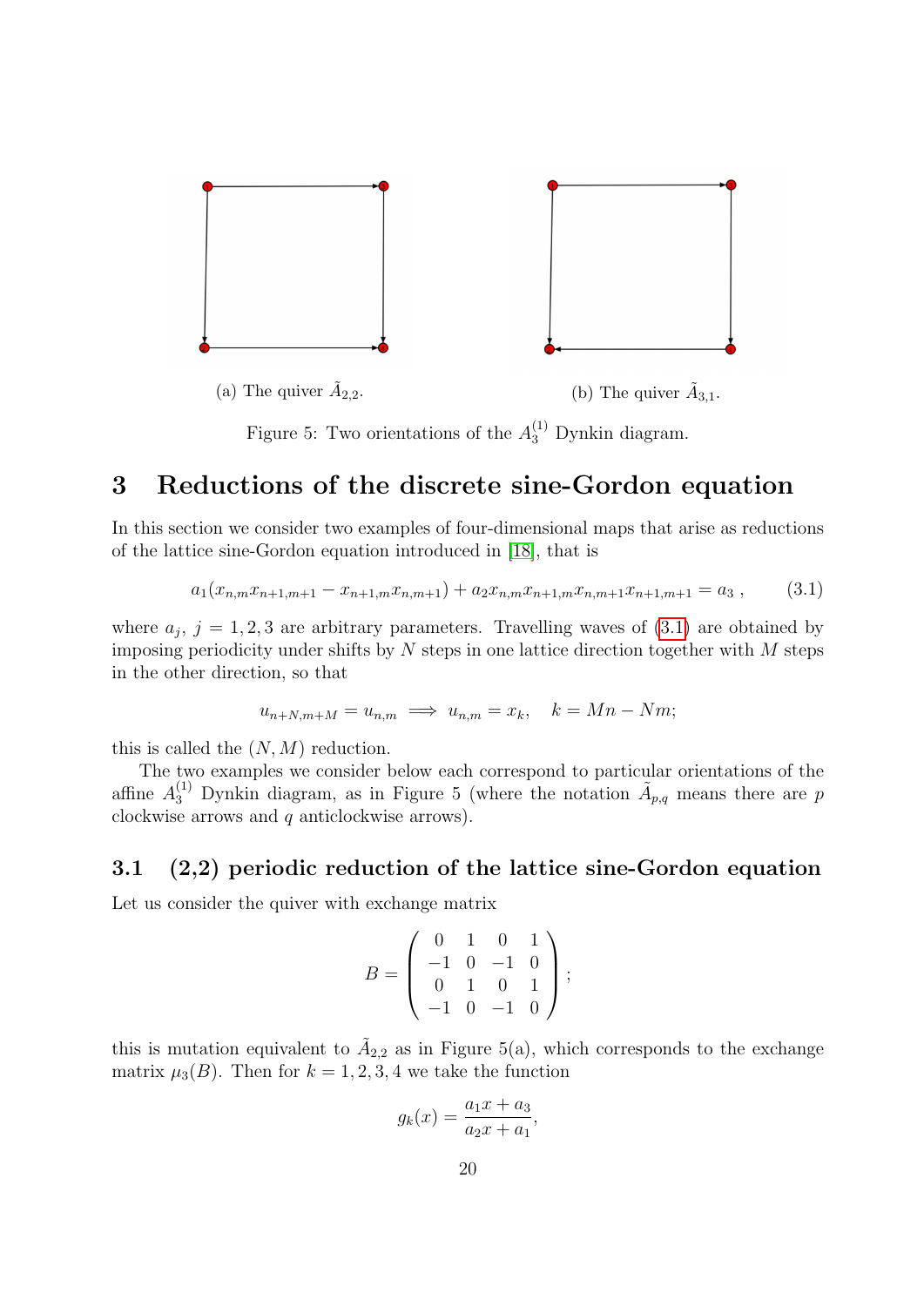(a) The quiver $\tilde{A}_{2,2}$.

(b) The quiver $\tilde{A}_{3,1}$.

Figure 5: Two orientations of the $A_3^{(1)}$ Dynkin diagram.

# 3 Reductions of the discrete sine-Gordon equation

In this section we consider two examples of four-dimensional maps that arise as reductions of the lattice sine-Gordon equation introduced in [18], that is

$$a_1(x_{n,m}x_{n+1,m+1} - x_{n+1,m}x_{n,m+1}) + a_2 x_{n,m}x_{n+1,m}x_{n,m+1}x_{n+1,m+1} = a_3 \ , \tag{3.1}$$

where $a_j$, $j = 1, 2, 3$ are arbitrary parameters. Travelling waves of (3.1) are obtained by imposing periodicity under shifts by $N$ steps in one lattice direction together with $M$ steps in the other direction, so that

$$u_{n+N,m+M} = u_{n,m} \implies u_{n,m} = x_k, \quad k = Mn - Nm;$$

this is called the $(N, M)$ reduction.

The two examples we consider below each correspond to particular orientations of the affine $A_3^{(1)}$ Dynkin diagram, as in Figure 5 (where the notation $\tilde{A}_{p,q}$ means there are $p$ clockwise arrows and $q$ anticlockwise arrows).

## 3.1 (2,2) periodic reduction of the lattice sine-Gordon equation

Let us consider the quiver with exchange matrix

$$B = \begin{pmatrix} 0 & 1 & 0 & 1 \\ -1 & 0 & -1 & 0 \\ 0 & 1 & 0 & 1 \\ -1 & 0 & -1 & 0 \end{pmatrix};$$

this is mutation equivalent to $\tilde{A}_{2,2}$ as in Figure 5(a), which corresponds to the exchange matrix $\mu_3(B)$. Then for $k = 1, 2, 3, 4$ we take the function

$$g_k(x) = \frac{a_1 x + a_3}{a_2 x + a_1},$$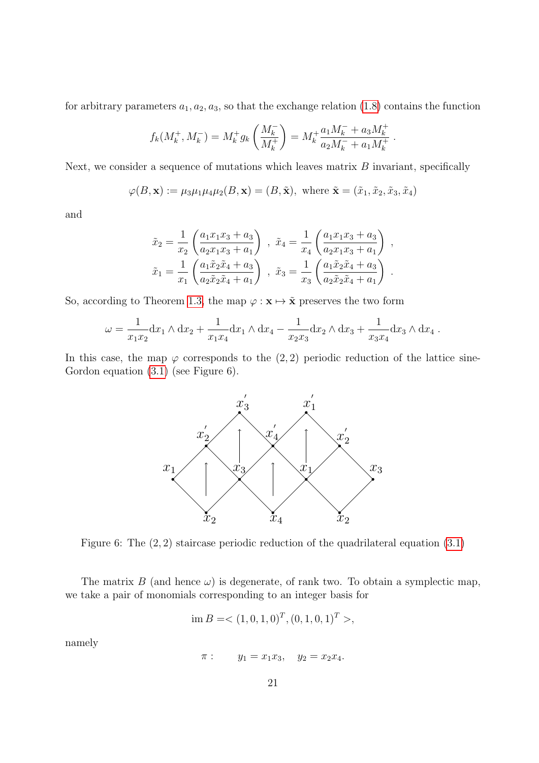for arbitrary parameters $a_1, a_2, a_3$, so that the exchange relation (1.8) contains the function

$$f_k(M_k^+, M_k^-) = M_k^+ g_k\left(\frac{M_k^-}{M_k^+}\right) = M_k^+ \frac{a_1 M_k^- + a_3 M_k^+}{a_2 M_k^- + a_1 M_k^+} .$$

Next, we consider a sequence of mutations which leaves matrix $B$ invariant, specifically

$$\varphi(B, \mathbf{x}) := \mu_3\mu_1\mu_4\mu_2(B, \mathbf{x}) = (B, \tilde{\mathbf{x}}), \text{ where } \tilde{\mathbf{x}} = (\tilde{x}_1, \tilde{x}_2, \tilde{x}_3, \tilde{x}_4)$$

and

$$\tilde{x}_2 = \frac{1}{x_2}\left(\frac{a_1 x_1 x_3 + a_3}{a_2 x_1 x_3 + a_1}\right) \ , \ \tilde{x}_4 = \frac{1}{x_4}\left(\frac{a_1 x_1 x_3 + a_3}{a_2 x_1 x_3 + a_1}\right) \ ,$$
$$\tilde{x}_1 = \frac{1}{x_1}\left(\frac{a_1 \tilde{x}_2 \tilde{x}_4 + a_3}{a_2 \tilde{x}_2 \tilde{x}_4 + a_1}\right) \ , \ \tilde{x}_3 = \frac{1}{x_3}\left(\frac{a_1 \tilde{x}_2 \tilde{x}_4 + a_3}{a_2 \tilde{x}_2 \tilde{x}_4 + a_1}\right) \ .$$

So, according to Theorem 1.3, the map $\varphi : \mathbf{x} \mapsto \tilde{\mathbf{x}}$ preserves the two form

$$\omega = \frac{1}{x_1 x_2}\mathrm{d}x_1 \wedge \mathrm{d}x_2 + \frac{1}{x_1 x_4}\mathrm{d}x_1 \wedge \mathrm{d}x_4 - \frac{1}{x_2 x_3}\mathrm{d}x_2 \wedge \mathrm{d}x_3 + \frac{1}{x_3 x_4}\mathrm{d}x_3 \wedge \mathrm{d}x_4 \ .$$

In this case, the map $\varphi$ corresponds to the $(2, 2)$ periodic reduction of the lattice sine-Gordon equation (3.1) (see Figure 6).

Figure 6: The $(2, 2)$ staircase periodic reduction of the quadrilateral equation (3.1)

The matrix $B$ (and hence $\omega$) is degenerate, of rank two. To obtain a symplectic map, we take a pair of monomials corresponding to an integer basis for

$$\mathrm{im}\, B = < (1, 0, 1, 0)^T, (0, 1, 0, 1)^T >,$$

namely

$$\pi : \qquad y_1 = x_1 x_3, \quad y_2 = x_2 x_4.$$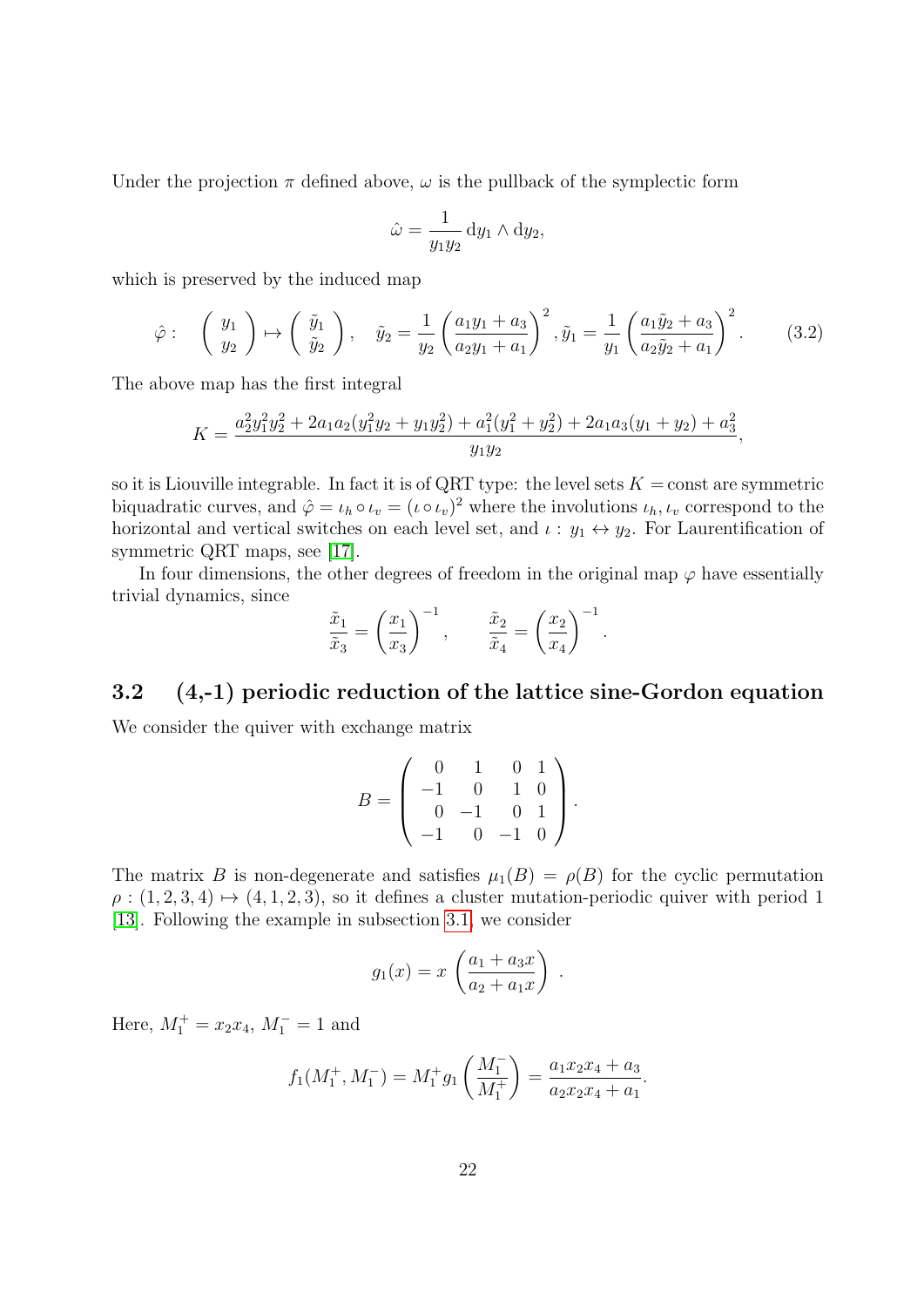Under the projection $\pi$ defined above, $\omega$ is the pullback of the symplectic form

$$\hat{\omega} = \frac{1}{y_1 y_2}\, \mathrm{d}y_1 \wedge \mathrm{d}y_2,$$

which is preserved by the induced map

$$\hat{\varphi} : \quad \begin{pmatrix} y_1 \\ y_2 \end{pmatrix} \mapsto \begin{pmatrix} \tilde{y}_1 \\ \tilde{y}_2 \end{pmatrix}, \quad \tilde{y}_2 = \frac{1}{y_2}\left(\frac{a_1 y_1 + a_3}{a_2 y_1 + a_1}\right)^2, \tilde{y}_1 = \frac{1}{y_1}\left(\frac{a_1 \tilde{y}_2 + a_3}{a_2 \tilde{y}_2 + a_1}\right)^2. \qquad (3.2)$$

The above map has the first integral

$$K = \frac{a_2^2 y_1^2 y_2^2 + 2a_1 a_2 (y_1^2 y_2 + y_1 y_2^2) + a_1^2 (y_1^2 + y_2^2) + 2a_1 a_3 (y_1 + y_2) + a_3^2}{y_1 y_2},$$

so it is Liouville integrable. In fact it is of QRT type: the level sets $K =$ const are symmetric biquadratic curves, and $\hat{\varphi} = \iota_h \circ \iota_v = (\iota \circ \iota_v)^2$ where the involutions $\iota_h, \iota_v$ correspond to the horizontal and vertical switches on each level set, and $\iota : y_1 \leftrightarrow y_2$. For Laurentification of symmetric QRT maps, see [17].

In four dimensions, the other degrees of freedom in the original map $\varphi$ have essentially trivial dynamics, since

$$\frac{\tilde{x}_1}{\tilde{x}_3} = \left(\frac{x_1}{x_3}\right)^{-1}, \qquad \frac{\tilde{x}_2}{\tilde{x}_4} = \left(\frac{x_2}{x_4}\right)^{-1}.$$

### 3.2 (4,-1) periodic reduction of the lattice sine-Gordon equation

We consider the quiver with exchange matrix

$$B = \begin{pmatrix} 0 & 1 & 0 & 1 \\ -1 & 0 & 1 & 0 \\ 0 & -1 & 0 & 1 \\ -1 & 0 & -1 & 0 \end{pmatrix}.$$

The matrix $B$ is non-degenerate and satisfies $\mu_1(B) = \rho(B)$ for the cyclic permutation $\rho : (1, 2, 3, 4) \mapsto (4, 1, 2, 3)$, so it defines a cluster mutation-periodic quiver with period 1 [13]. Following the example in subsection 3.1, we consider

$$g_1(x) = x\, \left(\frac{a_1 + a_3 x}{a_2 + a_1 x}\right).$$

Here, $M_1^+ = x_2 x_4$, $M_1^- = 1$ and

$$f_1(M_1^+, M_1^-) = M_1^+ g_1\left(\frac{M_1^-}{M_1^+}\right) = \frac{a_1 x_2 x_4 + a_3}{a_2 x_2 x_4 + a_1}.$$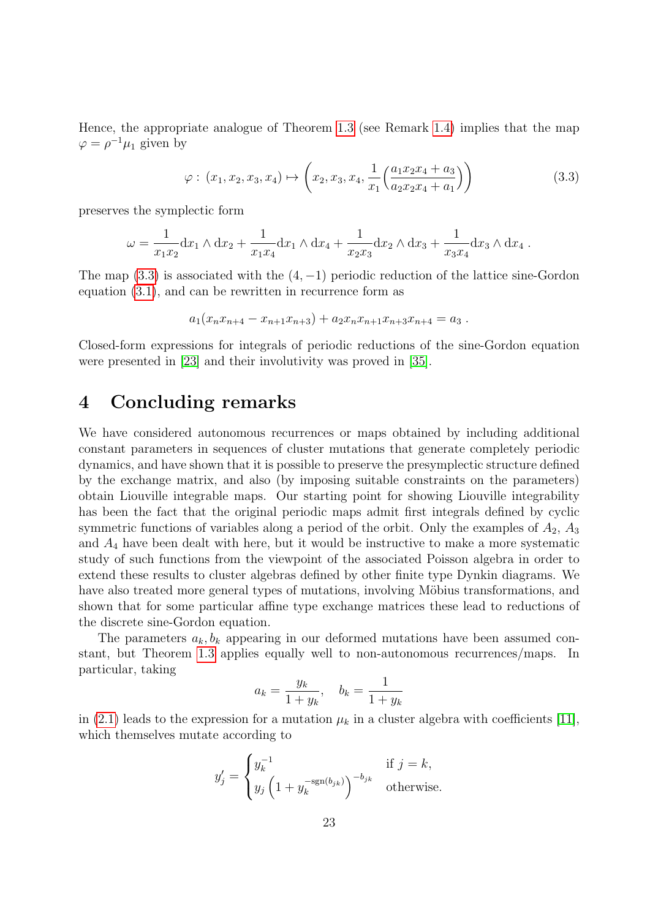Hence, the appropriate analogue of Theorem 1.3 (see Remark 1.4) implies that the map $\varphi = \rho^{-1}\mu_1$ given by

$$\varphi:\ (x_1, x_2, x_3, x_4) \mapsto \left(x_2, x_3, x_4, \frac{1}{x_1}\Big(\frac{a_1 x_2 x_4 + a_3}{a_2 x_2 x_4 + a_1}\Big)\right) \tag{3.3}$$

preserves the symplectic form

$$\omega = \frac{1}{x_1 x_2}\mathrm{d}x_1 \wedge \mathrm{d}x_2 + \frac{1}{x_1 x_4}\mathrm{d}x_1 \wedge \mathrm{d}x_4 + \frac{1}{x_2 x_3}\mathrm{d}x_2 \wedge \mathrm{d}x_3 + \frac{1}{x_3 x_4}\mathrm{d}x_3 \wedge \mathrm{d}x_4\ .$$

The map (3.3) is associated with the $(4, -1)$ periodic reduction of the lattice sine-Gordon equation (3.1), and can be rewritten in recurrence form as

$$a_1(x_n x_{n+4} - x_{n+1}x_{n+3}) + a_2 x_n x_{n+1} x_{n+3} x_{n+4} = a_3\ .$$

Closed-form expressions for integrals of periodic reductions of the sine-Gordon equation were presented in [23] and their involutivity was proved in [35].

# 4 Concluding remarks

We have considered autonomous recurrences or maps obtained by including additional constant parameters in sequences of cluster mutations that generate completely periodic dynamics, and have shown that it is possible to preserve the presymplectic structure defined by the exchange matrix, and also (by imposing suitable constraints on the parameters) obtain Liouville integrable maps. Our starting point for showing Liouville integrability has been the fact that the original periodic maps admit first integrals defined by cyclic symmetric functions of variables along a period of the orbit. Only the examples of $A_2$, $A_3$ and $A_4$ have been dealt with here, but it would be instructive to make a more systematic study of such functions from the viewpoint of the associated Poisson algebra in order to extend these results to cluster algebras defined by other finite type Dynkin diagrams. We have also treated more general types of mutations, involving Möbius transformations, and shown that for some particular affine type exchange matrices these lead to reductions of the discrete sine-Gordon equation.

The parameters $a_k, b_k$ appearing in our deformed mutations have been assumed constant, but Theorem 1.3 applies equally well to non-autonomous recurrences/maps. In particular, taking

$$a_k = \frac{y_k}{1+y_k}, \quad b_k = \frac{1}{1+y_k}$$

in (2.1) leads to the expression for a mutation $\mu_k$ in a cluster algebra with coefficients [11], which themselves mutate according to

$$y_j' = \begin{cases} y_k^{-1} & \text{if } j = k, \\ y_j\left(1 + y_k^{-\mathrm{sgn}(b_{jk})}\right)^{-b_{jk}} & \text{otherwise.} \end{cases}$$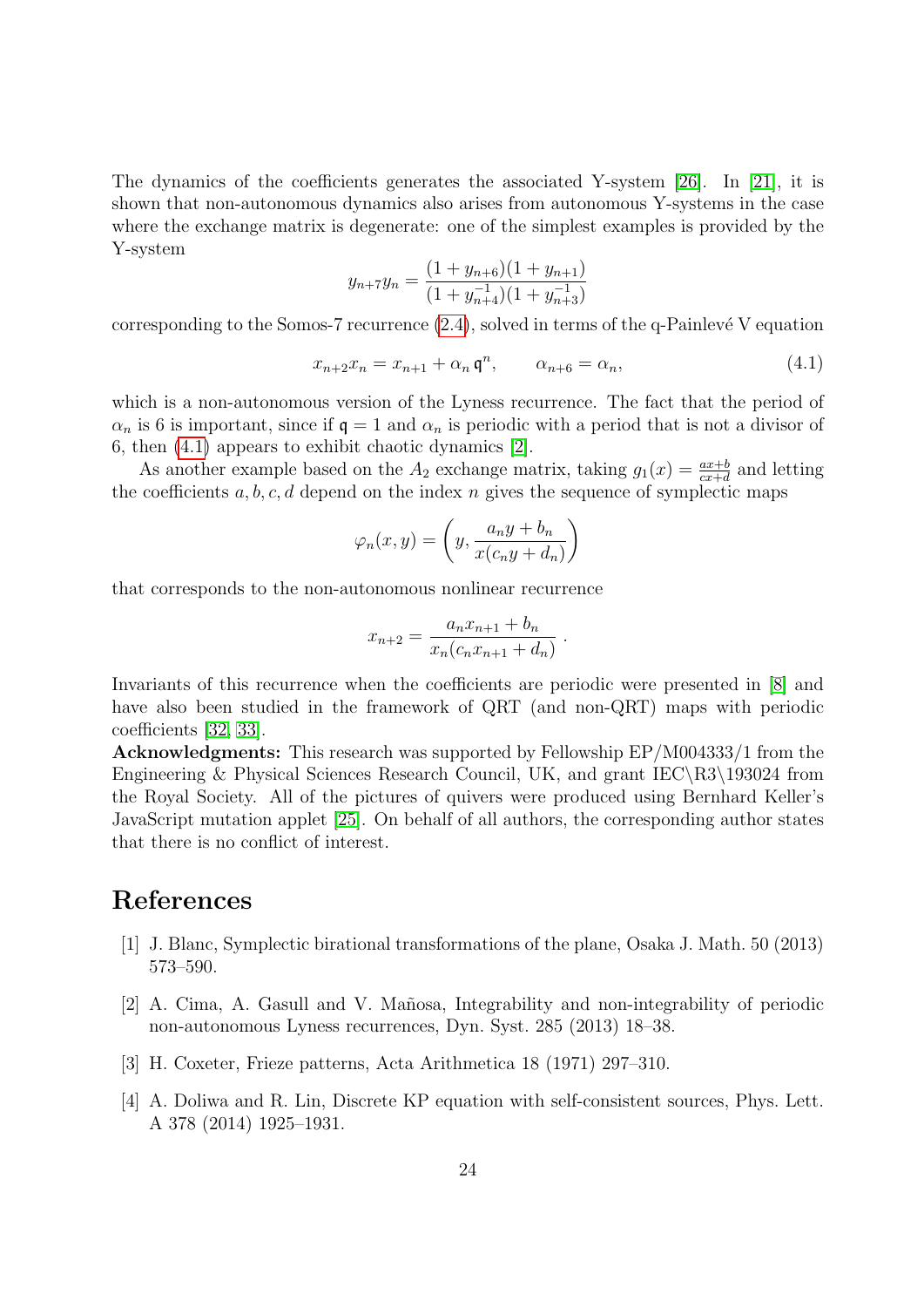The dynamics of the coefficients generates the associated Y-system [26]. In [21], it is shown that non-autonomous dynamics also arises from autonomous Y-systems in the case where the exchange matrix is degenerate: one of the simplest examples is provided by the Y-system

$$y_{n+7}y_n = \frac{(1+y_{n+6})(1+y_{n+1})}{(1+y_{n+4}^{-1})(1+y_{n+3}^{-1})}$$

corresponding to the Somos-7 recurrence (2.4), solved in terms of the q-Painlevé V equation

$$x_{n+2}x_n = x_{n+1} + \alpha_n \, \mathfrak{q}^n, \qquad \alpha_{n+6} = \alpha_n, \tag{4.1}$$

which is a non-autonomous version of the Lyness recurrence. The fact that the period of $\alpha_n$ is 6 is important, since if $\mathfrak{q} = 1$ and $\alpha_n$ is periodic with a period that is not a divisor of 6, then (4.1) appears to exhibit chaotic dynamics [2].

As another example based on the $A_2$ exchange matrix, taking $g_1(x) = \frac{ax+b}{cx+d}$ and letting the coefficients $a, b, c, d$ depend on the index $n$ gives the sequence of symplectic maps

$$\varphi_n(x, y) = \left( y, \frac{a_n y + b_n}{x(c_n y + d_n)} \right)$$

that corresponds to the non-autonomous nonlinear recurrence

$$x_{n+2} = \frac{a_n x_{n+1} + b_n}{x_n(c_n x_{n+1} + d_n)} .$$

Invariants of this recurrence when the coefficients are periodic were presented in [8] and have also been studied in the framework of QRT (and non-QRT) maps with periodic coefficients [32, 33].

**Acknowledgments:** This research was supported by Fellowship EP/M004333/1 from the Engineering & Physical Sciences Research Council, UK, and grant IEC\R3\193024 from the Royal Society. All of the pictures of quivers were produced using Bernhard Keller's JavaScript mutation applet [25]. On behalf of all authors, the corresponding author states that there is no conflict of interest.

# References

[1] J. Blanc, Symplectic birational transformations of the plane, Osaka J. Math. 50 (2013) 573–590.

[2] A. Cima, A. Gasull and V. Mañosa, Integrability and non-integrability of periodic non-autonomous Lyness recurrences, Dyn. Syst. 285 (2013) 18–38.

[3] H. Coxeter, Frieze patterns, Acta Arithmetica 18 (1971) 297–310.

[4] A. Doliwa and R. Lin, Discrete KP equation with self-consistent sources, Phys. Lett. A 378 (2014) 1925–1931.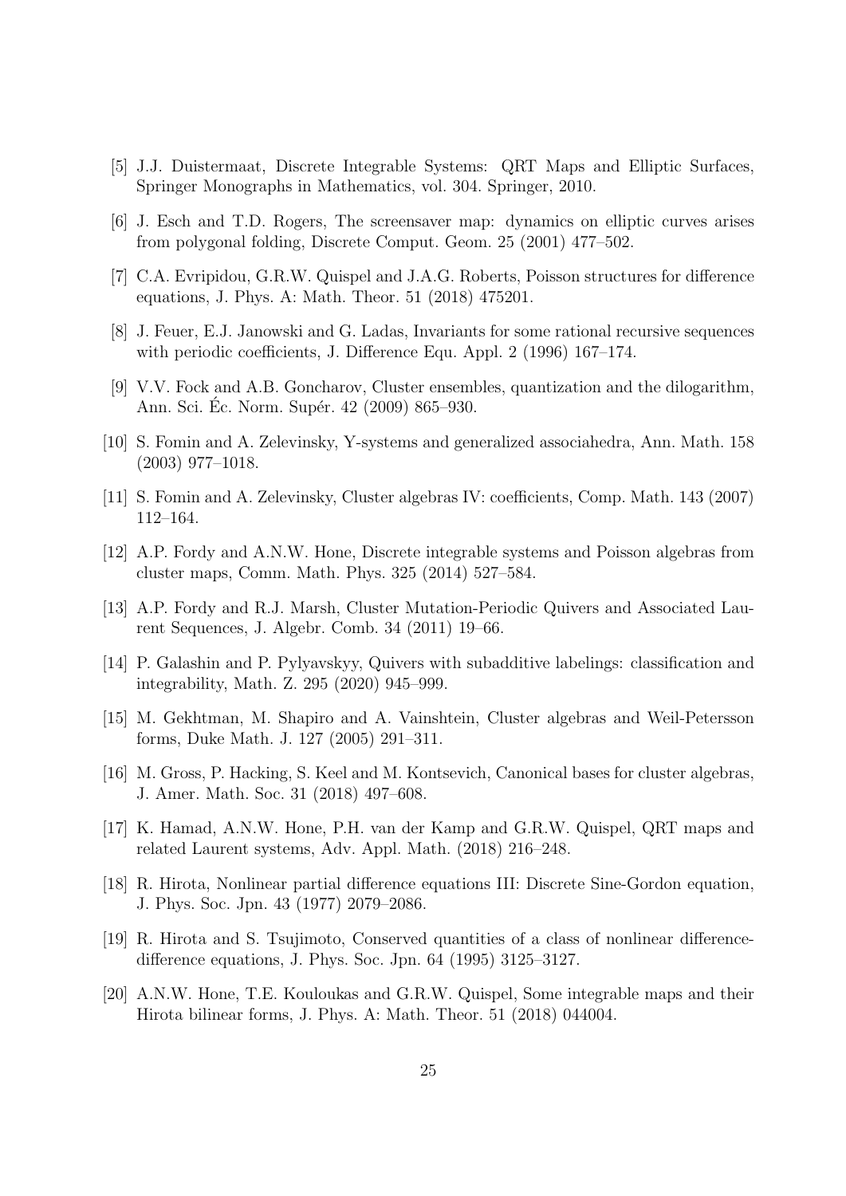[5] J.J. Duistermaat, Discrete Integrable Systems: QRT Maps and Elliptic Surfaces, Springer Monographs in Mathematics, vol. 304. Springer, 2010.

[6] J. Esch and T.D. Rogers, The screensaver map: dynamics on elliptic curves arises from polygonal folding, Discrete Comput. Geom. 25 (2001) 477–502.

[7] C.A. Evripidou, G.R.W. Quispel and J.A.G. Roberts, Poisson structures for difference equations, J. Phys. A: Math. Theor. 51 (2018) 475201.

[8] J. Feuer, E.J. Janowski and G. Ladas, Invariants for some rational recursive sequences with periodic coefficients, J. Difference Equ. Appl. 2 (1996) 167–174.

[9] V.V. Fock and A.B. Goncharov, Cluster ensembles, quantization and the dilogarithm, Ann. Sci. Éc. Norm. Supér. 42 (2009) 865–930.

[10] S. Fomin and A. Zelevinsky, Y-systems and generalized associahedra, Ann. Math. 158 (2003) 977–1018.

[11] S. Fomin and A. Zelevinsky, Cluster algebras IV: coefficients, Comp. Math. 143 (2007) 112–164.

[12] A.P. Fordy and A.N.W. Hone, Discrete integrable systems and Poisson algebras from cluster maps, Comm. Math. Phys. 325 (2014) 527–584.

[13] A.P. Fordy and R.J. Marsh, Cluster Mutation-Periodic Quivers and Associated Laurent Sequences, J. Algebr. Comb. 34 (2011) 19–66.

[14] P. Galashin and P. Pylyavskyy, Quivers with subadditive labelings: classification and integrability, Math. Z. 295 (2020) 945–999.

[15] M. Gekhtman, M. Shapiro and A. Vainshtein, Cluster algebras and Weil-Petersson forms, Duke Math. J. 127 (2005) 291–311.

[16] M. Gross, P. Hacking, S. Keel and M. Kontsevich, Canonical bases for cluster algebras, J. Amer. Math. Soc. 31 (2018) 497–608.

[17] K. Hamad, A.N.W. Hone, P.H. van der Kamp and G.R.W. Quispel, QRT maps and related Laurent systems, Adv. Appl. Math. (2018) 216–248.

[18] R. Hirota, Nonlinear partial difference equations III: Discrete Sine-Gordon equation, J. Phys. Soc. Jpn. 43 (1977) 2079–2086.

[19] R. Hirota and S. Tsujimoto, Conserved quantities of a class of nonlinear difference-difference equations, J. Phys. Soc. Jpn. 64 (1995) 3125–3127.

[20] A.N.W. Hone, T.E. Kouloukas and G.R.W. Quispel, Some integrable maps and their Hirota bilinear forms, J. Phys. A: Math. Theor. 51 (2018) 044004.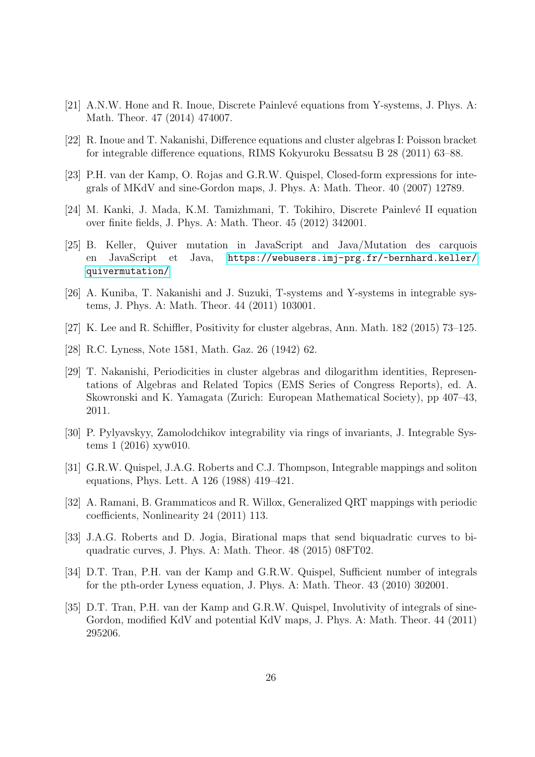[21] A.N.W. Hone and R. Inoue, Discrete Painlevé equations from Y-systems, J. Phys. A: Math. Theor. 47 (2014) 474007.

[22] R. Inoue and T. Nakanishi, Difference equations and cluster algebras I: Poisson bracket for integrable difference equations, RIMS Kokyuroku Bessatsu B 28 (2011) 63–88.

[23] P.H. van der Kamp, O. Rojas and G.R.W. Quispel, Closed-form expressions for integrals of MKdV and sine-Gordon maps, J. Phys. A: Math. Theor. 40 (2007) 12789.

[24] M. Kanki, J. Mada, K.M. Tamizhmani, T. Tokihiro, Discrete Painlevé II equation over finite fields, J. Phys. A: Math. Theor. 45 (2012) 342001.

[25] B. Keller, Quiver mutation in JavaScript and Java/Mutation des carquois en JavaScript et Java, https://webusers.imj-prg.fr/~bernhard.keller/quivermutation/

[26] A. Kuniba, T. Nakanishi and J. Suzuki, T-systems and Y-systems in integrable systems, J. Phys. A: Math. Theor. 44 (2011) 103001.

[27] K. Lee and R. Schiffler, Positivity for cluster algebras, Ann. Math. 182 (2015) 73–125.

[28] R.C. Lyness, Note 1581, Math. Gaz. 26 (1942) 62.

[29] T. Nakanishi, Periodicities in cluster algebras and dilogarithm identities, Representations of Algebras and Related Topics (EMS Series of Congress Reports), ed. A. Skowronski and K. Yamagata (Zurich: European Mathematical Society), pp 407–43, 2011.

[30] P. Pylyavskyy, Zamolodchikov integrability via rings of invariants, J. Integrable Systems 1 (2016) xyw010.

[31] G.R.W. Quispel, J.A.G. Roberts and C.J. Thompson, Integrable mappings and soliton equations, Phys. Lett. A 126 (1988) 419–421.

[32] A. Ramani, B. Grammaticos and R. Willox, Generalized QRT mappings with periodic coefficients, Nonlinearity 24 (2011) 113.

[33] J.A.G. Roberts and D. Jogia, Birational maps that send biquadratic curves to biquadratic curves, J. Phys. A: Math. Theor. 48 (2015) 08FT02.

[34] D.T. Tran, P.H. van der Kamp and G.R.W. Quispel, Sufficient number of integrals for the pth-order Lyness equation, J. Phys. A: Math. Theor. 43 (2010) 302001.

[35] D.T. Tran, P.H. van der Kamp and G.R.W. Quispel, Involutivity of integrals of sine-Gordon, modified KdV and potential KdV maps, J. Phys. A: Math. Theor. 44 (2011) 295206.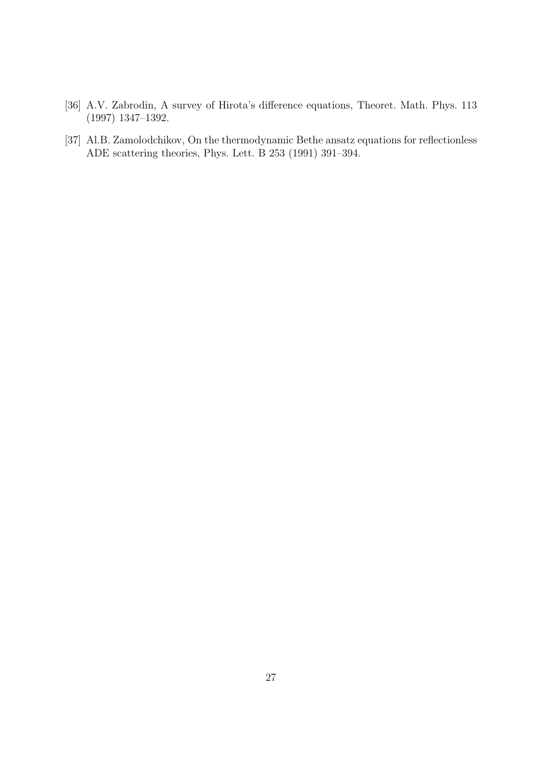[36] A.V. Zabrodin, A survey of Hirota's difference equations, Theoret. Math. Phys. 113 (1997) 1347–1392.

[37] Al.B. Zamolodchikov, On the thermodynamic Bethe ansatz equations for reflectionless ADE scattering theories, Phys. Lett. B 253 (1991) 391–394.